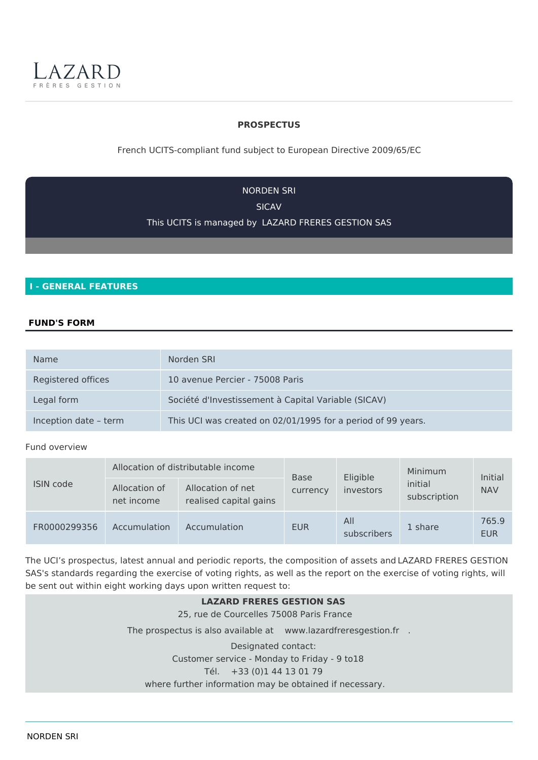LAZARD
FRÈRES GESTION

**PROSPECTUS**

French UCITS-compliant fund subject to European Directive 2009/65/EC

NORDEN SRI

SICAV

This UCITS is managed by LAZARD FRERES GESTION SAS

## I - GENERAL FEATURES

### FUND'S FORM

| | |
|---|---|
| Name | Norden SRI |
| Registered offices | 10 avenue Percier - 75008 Paris |
| Legal form | Société d'Investissement à Capital Variable (SICAV) |
| Inception date – term | This UCI was created on 02/01/1995 for a period of 99 years. |

Fund overview

| ISIN code | Allocation of distributable income | | Base currency | Eligible investors | Minimum initial subscription | Initial NAV |
|---|---|---|---|---|---|---|
| | Allocation of net income | Allocation of net realised capital gains | | | | |
| FR0000299356 | Accumulation | Accumulation | EUR | All subscribers | 1 share | 765.9 EUR |

The UCI's prospectus, latest annual and periodic reports, the composition of assets and LAZARD FRERES GESTION SAS's standards regarding the exercise of voting rights, as well as the report on the exercise of voting rights, will be sent out within eight working days upon written request to:

**LAZARD FRERES GESTION SAS**
25, rue de Courcelles 75008 Paris France

The prospectus is also available at www.lazardfreresgestion.fr .

Designated contact:
Customer service - Monday to Friday - 9 to18
Tél. +33 (0)1 44 13 01 79
where further information may be obtained if necessary.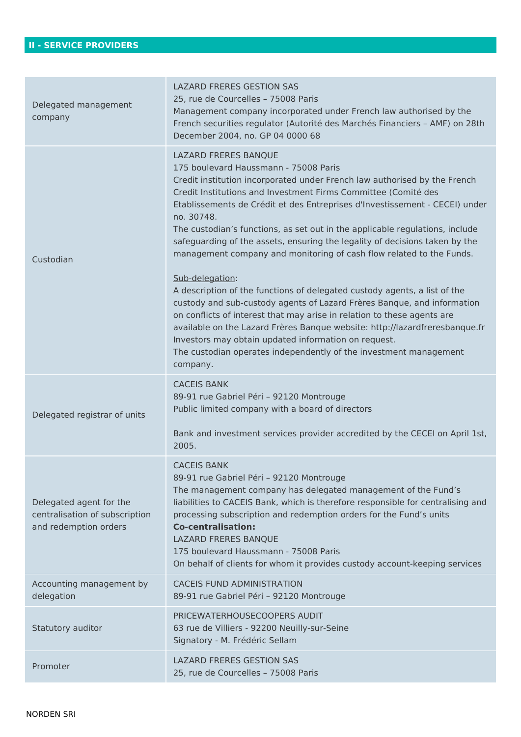## II - SERVICE PROVIDERS

| | |
|---|---|
| Delegated management company | LAZARD FRERES GESTION SAS<br>25, rue de Courcelles – 75008 Paris<br>Management company incorporated under French law authorised by the French securities regulator (Autorité des Marchés Financiers – AMF) on 28th December 2004, no. GP 04 0000 68 |
| Custodian | LAZARD FRERES BANQUE<br>175 boulevard Haussmann - 75008 Paris<br>Credit institution incorporated under French law authorised by the French Credit Institutions and Investment Firms Committee (Comité des Etablissements de Crédit et des Entreprises d'Investissement - CECEI) under no. 30748.<br>The custodian's functions, as set out in the applicable regulations, include safeguarding of the assets, ensuring the legality of decisions taken by the management company and monitoring of cash flow related to the Funds.<br><br>Sub-delegation:<br>A description of the functions of delegated custody agents, a list of the custody and sub-custody agents of Lazard Frères Banque, and information on conflicts of interest that may arise in relation to these agents are available on the Lazard Frères Banque website: http://lazardfreresbanque.fr<br>Investors may obtain updated information on request.<br>The custodian operates independently of the investment management company. |
| Delegated registrar of units | CACEIS BANK<br>89-91 rue Gabriel Péri – 92120 Montrouge<br>Public limited company with a board of directors<br><br>Bank and investment services provider accredited by the CECEI on April 1st, 2005. |
| Delegated agent for the centralisation of subscription and redemption orders | CACEIS BANK<br>89-91 rue Gabriel Péri – 92120 Montrouge<br>The management company has delegated management of the Fund's liabilities to CACEIS Bank, which is therefore responsible for centralising and processing subscription and redemption orders for the Fund's units<br>**Co-centralisation:**<br>LAZARD FRERES BANQUE<br>175 boulevard Haussmann - 75008 Paris<br>On behalf of clients for whom it provides custody account-keeping services |
| Accounting management by delegation | CACEIS FUND ADMINISTRATION<br>89-91 rue Gabriel Péri – 92120 Montrouge |
| Statutory auditor | PRICEWATERHOUSECOOPERS AUDIT<br>63 rue de Villiers - 92200 Neuilly-sur-Seine<br>Signatory - M. Frédéric Sellam |
| Promoter | LAZARD FRERES GESTION SAS<br>25, rue de Courcelles – 75008 Paris |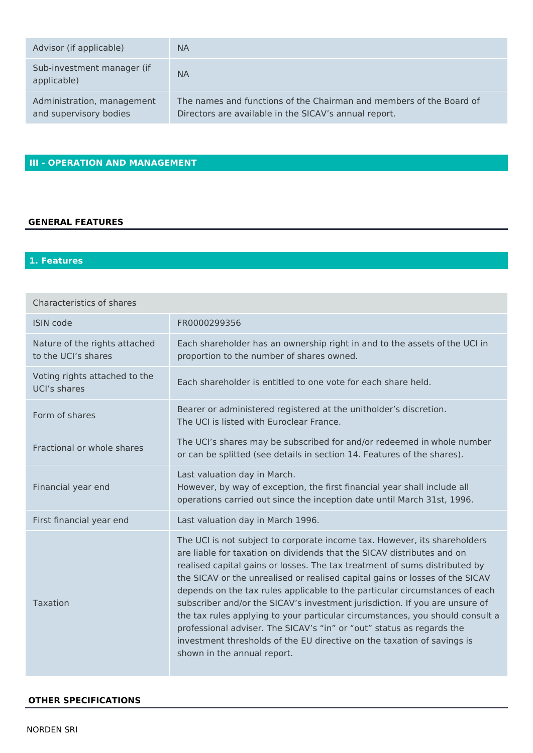| Advisor (if applicable) | NA |
|---|---|
| Sub-investment manager (if applicable) | NA |
| Administration, management and supervisory bodies | The names and functions of the Chairman and members of the Board of Directors are available in the SICAV's annual report. |

## III - OPERATION AND MANAGEMENT

### GENERAL FEATURES

#### 1. Features

| Characteristics of shares | |
|---|---|
| ISIN code | FR0000299356 |
| Nature of the rights attached to the UCI's shares | Each shareholder has an ownership right in and to the assets of the UCI in proportion to the number of shares owned. |
| Voting rights attached to the UCI's shares | Each shareholder is entitled to one vote for each share held. |
| Form of shares | Bearer or administered registered at the unitholder's discretion.<br>The UCI is listed with Euroclear France. |
| Fractional or whole shares | The UCI's shares may be subscribed for and/or redeemed in whole number or can be splitted (see details in section 14. Features of the shares). |
| Financial year end | Last valuation day in March.<br>However, by way of exception, the first financial year shall include all operations carried out since the inception date until March 31st, 1996. |
| First financial year end | Last valuation day in March 1996. |
| Taxation | The UCI is not subject to corporate income tax. However, its shareholders are liable for taxation on dividends that the SICAV distributes and on realised capital gains or losses. The tax treatment of sums distributed by the SICAV or the unrealised or realised capital gains or losses of the SICAV depends on the tax rules applicable to the particular circumstances of each subscriber and/or the SICAV's investment jurisdiction. If you are unsure of the tax rules applying to your particular circumstances, you should consult a professional adviser. The SICAV's "in" or "out" status as regards the investment thresholds of the EU directive on the taxation of savings is shown in the annual report. |

### OTHER SPECIFICATIONS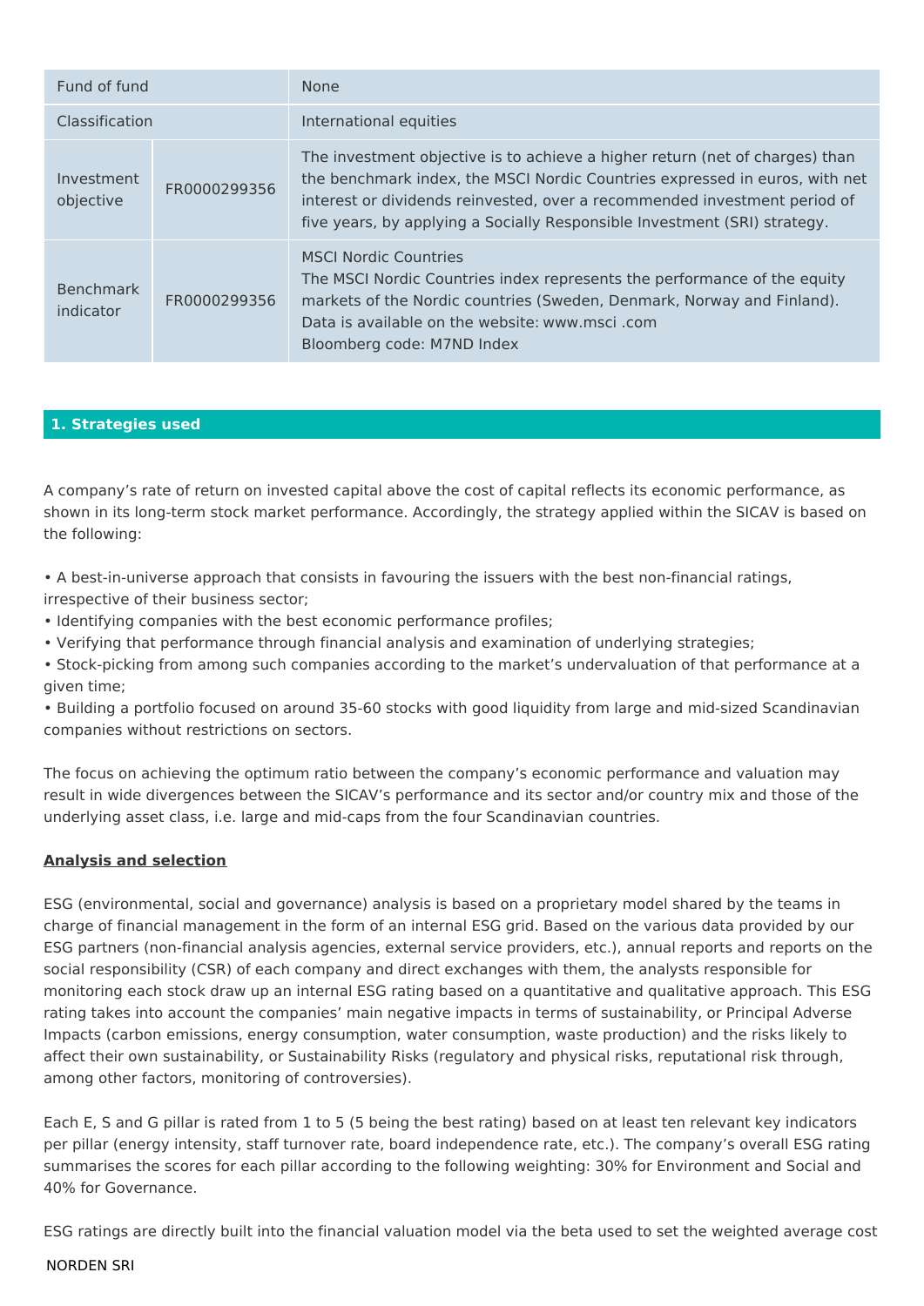| Fund of fund | | None |
|---|---|---|
| Classification | | International equities |
| Investment objective | FR0000299356 | The investment objective is to achieve a higher return (net of charges) than the benchmark index, the MSCI Nordic Countries expressed in euros, with net interest or dividends reinvested, over a recommended investment period of five years, by applying a Socially Responsible Investment (SRI) strategy. |
| Benchmark indicator | FR0000299356 | MSCI Nordic Countries<br>The MSCI Nordic Countries index represents the performance of the equity markets of the Nordic countries (Sweden, Denmark, Norway and Finland).<br>Data is available on the website: www.msci .com<br>Bloomberg code: M7ND Index |

## 1. Strategies used

A company's rate of return on invested capital above the cost of capital reflects its economic performance, as shown in its long-term stock market performance. Accordingly, the strategy applied within the SICAV is based on the following:

- A best-in-universe approach that consists in favouring the issuers with the best non-financial ratings, irrespective of their business sector;
- Identifying companies with the best economic performance profiles;
- Verifying that performance through financial analysis and examination of underlying strategies;
- Stock-picking from among such companies according to the market's undervaluation of that performance at a given time;
- Building a portfolio focused on around 35-60 stocks with good liquidity from large and mid-sized Scandinavian companies without restrictions on sectors.

The focus on achieving the optimum ratio between the company's economic performance and valuation may result in wide divergences between the SICAV's performance and its sector and/or country mix and those of the underlying asset class, i.e. large and mid-caps from the four Scandinavian countries.

**Analysis and selection**

ESG (environmental, social and governance) analysis is based on a proprietary model shared by the teams in charge of financial management in the form of an internal ESG grid. Based on the various data provided by our ESG partners (non-financial analysis agencies, external service providers, etc.), annual reports and reports on the social responsibility (CSR) of each company and direct exchanges with them, the analysts responsible for monitoring each stock draw up an internal ESG rating based on a quantitative and qualitative approach. This ESG rating takes into account the companies' main negative impacts in terms of sustainability, or Principal Adverse Impacts (carbon emissions, energy consumption, water consumption, waste production) and the risks likely to affect their own sustainability, or Sustainability Risks (regulatory and physical risks, reputational risk through, among other factors, monitoring of controversies).

Each E, S and G pillar is rated from 1 to 5 (5 being the best rating) based on at least ten relevant key indicators per pillar (energy intensity, staff turnover rate, board independence rate, etc.). The company's overall ESG rating summarises the scores for each pillar according to the following weighting: 30% for Environment and Social and 40% for Governance.

ESG ratings are directly built into the financial valuation model via the beta used to set the weighted average cost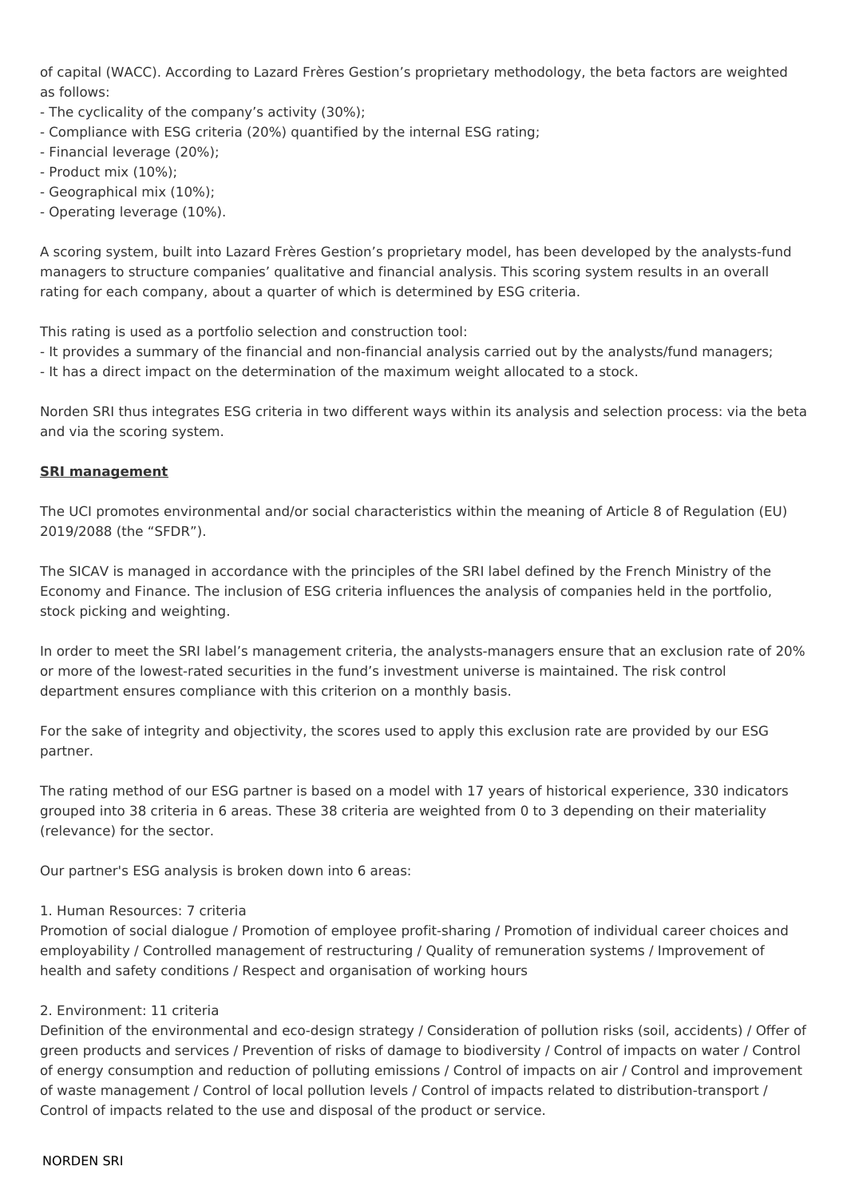of capital (WACC). According to Lazard Frères Gestion's proprietary methodology, the beta factors are weighted as follows:

- The cyclicality of the company's activity (30%);
- Compliance with ESG criteria (20%) quantified by the internal ESG rating;
- Financial leverage (20%);
- Product mix (10%);
- Geographical mix (10%);
- Operating leverage (10%).

A scoring system, built into Lazard Frères Gestion's proprietary model, has been developed by the analysts-fund managers to structure companies' qualitative and financial analysis. This scoring system results in an overall rating for each company, about a quarter of which is determined by ESG criteria.

This rating is used as a portfolio selection and construction tool:

- It provides a summary of the financial and non-financial analysis carried out by the analysts/fund managers;
- It has a direct impact on the determination of the maximum weight allocated to a stock.

Norden SRI thus integrates ESG criteria in two different ways within its analysis and selection process: via the beta and via the scoring system.

**SRI management**

The UCI promotes environmental and/or social characteristics within the meaning of Article 8 of Regulation (EU) 2019/2088 (the "SFDR").

The SICAV is managed in accordance with the principles of the SRI label defined by the French Ministry of the Economy and Finance. The inclusion of ESG criteria influences the analysis of companies held in the portfolio, stock picking and weighting.

In order to meet the SRI label's management criteria, the analysts-managers ensure that an exclusion rate of 20% or more of the lowest-rated securities in the fund's investment universe is maintained. The risk control department ensures compliance with this criterion on a monthly basis.

For the sake of integrity and objectivity, the scores used to apply this exclusion rate are provided by our ESG partner.

The rating method of our ESG partner is based on a model with 17 years of historical experience, 330 indicators grouped into 38 criteria in 6 areas. These 38 criteria are weighted from 0 to 3 depending on their materiality (relevance) for the sector.

Our partner's ESG analysis is broken down into 6 areas:

1. Human Resources: 7 criteria
Promotion of social dialogue / Promotion of employee profit-sharing / Promotion of individual career choices and employability / Controlled management of restructuring / Quality of remuneration systems / Improvement of health and safety conditions / Respect and organisation of working hours

2. Environment: 11 criteria
Definition of the environmental and eco-design strategy / Consideration of pollution risks (soil, accidents) / Offer of green products and services / Prevention of risks of damage to biodiversity / Control of impacts on water / Control of energy consumption and reduction of polluting emissions / Control of impacts on air / Control and improvement of waste management / Control of local pollution levels / Control of impacts related to distribution-transport / Control of impacts related to the use and disposal of the product or service.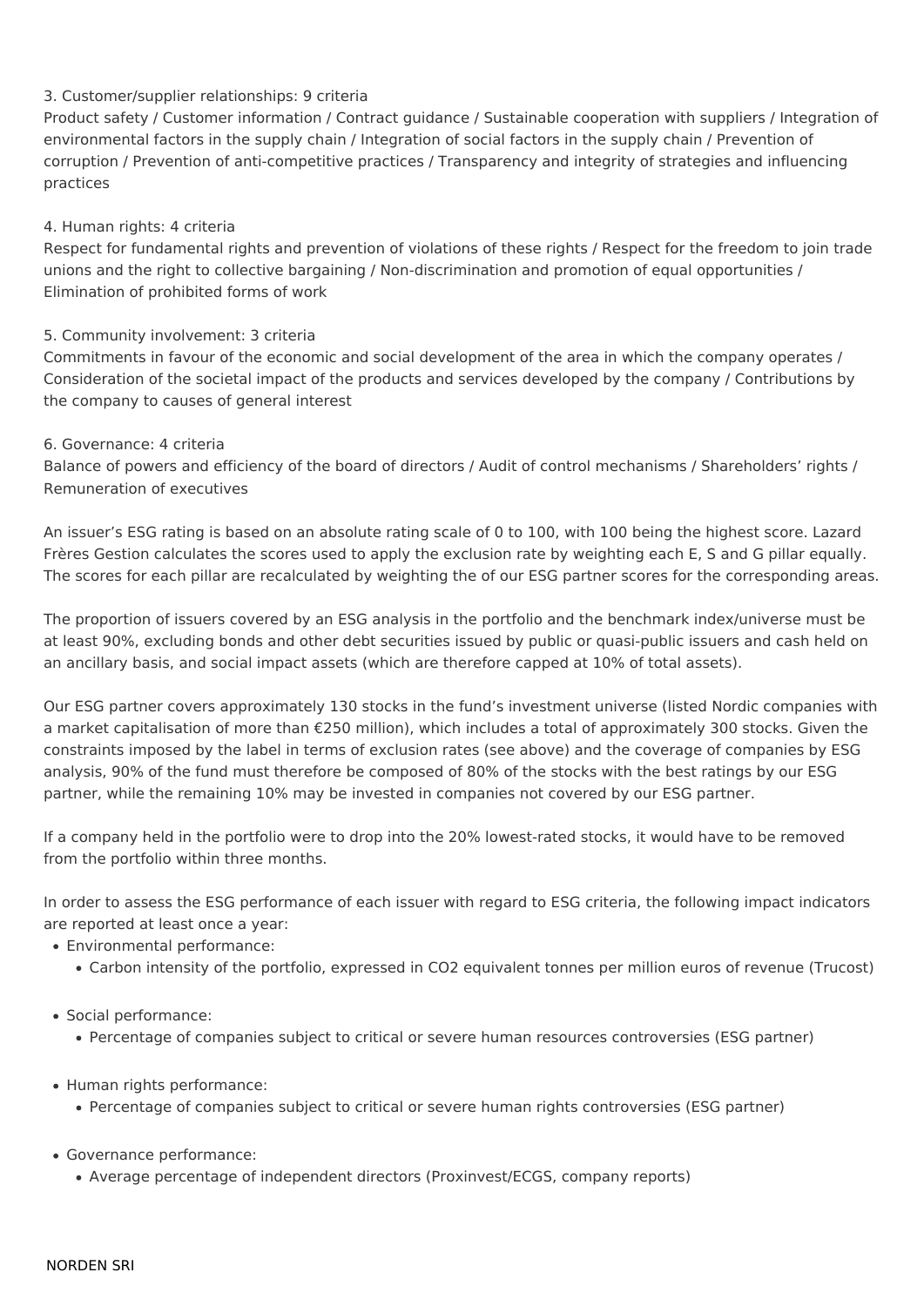3. Customer/supplier relationships: 9 criteria
Product safety / Customer information / Contract guidance / Sustainable cooperation with suppliers / Integration of environmental factors in the supply chain / Integration of social factors in the supply chain / Prevention of corruption / Prevention of anti-competitive practices / Transparency and integrity of strategies and influencing practices

4. Human rights: 4 criteria
Respect for fundamental rights and prevention of violations of these rights / Respect for the freedom to join trade unions and the right to collective bargaining / Non-discrimination and promotion of equal opportunities / Elimination of prohibited forms of work

5. Community involvement: 3 criteria
Commitments in favour of the economic and social development of the area in which the company operates / Consideration of the societal impact of the products and services developed by the company / Contributions by the company to causes of general interest

6. Governance: 4 criteria
Balance of powers and efficiency of the board of directors / Audit of control mechanisms / Shareholders' rights / Remuneration of executives

An issuer's ESG rating is based on an absolute rating scale of 0 to 100, with 100 being the highest score. Lazard Frères Gestion calculates the scores used to apply the exclusion rate by weighting each E, S and G pillar equally. The scores for each pillar are recalculated by weighting the of our ESG partner scores for the corresponding areas.

The proportion of issuers covered by an ESG analysis in the portfolio and the benchmark index/universe must be at least 90%, excluding bonds and other debt securities issued by public or quasi-public issuers and cash held on an ancillary basis, and social impact assets (which are therefore capped at 10% of total assets).

Our ESG partner covers approximately 130 stocks in the fund's investment universe (listed Nordic companies with a market capitalisation of more than €250 million), which includes a total of approximately 300 stocks. Given the constraints imposed by the label in terms of exclusion rates (see above) and the coverage of companies by ESG analysis, 90% of the fund must therefore be composed of 80% of the stocks with the best ratings by our ESG partner, while the remaining 10% may be invested in companies not covered by our ESG partner.

If a company held in the portfolio were to drop into the 20% lowest-rated stocks, it would have to be removed from the portfolio within three months.

In order to assess the ESG performance of each issuer with regard to ESG criteria, the following impact indicators are reported at least once a year:

- Environmental performance:
  - Carbon intensity of the portfolio, expressed in CO2 equivalent tonnes per million euros of revenue (Trucost)
- Social performance:
  - Percentage of companies subject to critical or severe human resources controversies (ESG partner)
- Human rights performance:
  - Percentage of companies subject to critical or severe human rights controversies (ESG partner)
- Governance performance:
  - Average percentage of independent directors (Proxinvest/ECGS, company reports)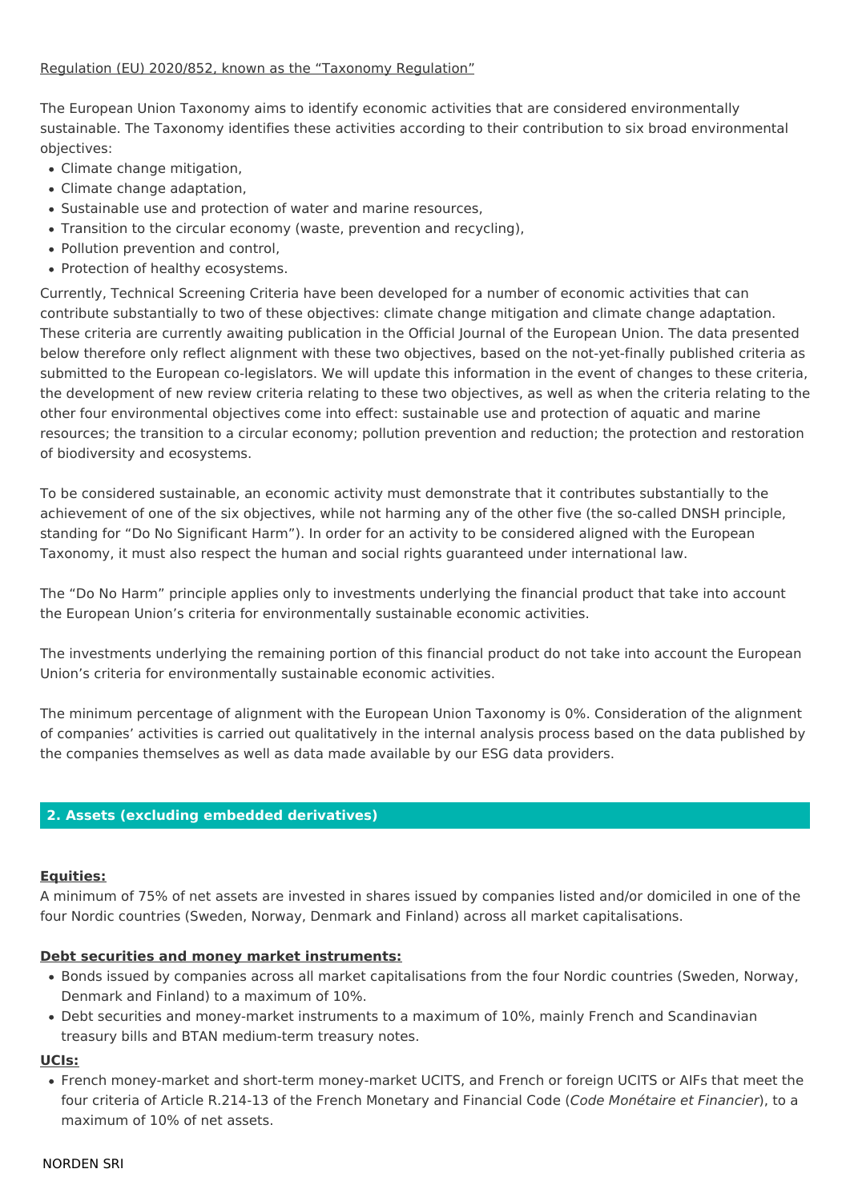Regulation (EU) 2020/852, known as the "Taxonomy Regulation"

The European Union Taxonomy aims to identify economic activities that are considered environmentally sustainable. The Taxonomy identifies these activities according to their contribution to six broad environmental objectives:

- Climate change mitigation,
- Climate change adaptation,
- Sustainable use and protection of water and marine resources,
- Transition to the circular economy (waste, prevention and recycling),
- Pollution prevention and control,
- Protection of healthy ecosystems.

Currently, Technical Screening Criteria have been developed for a number of economic activities that can contribute substantially to two of these objectives: climate change mitigation and climate change adaptation. These criteria are currently awaiting publication in the Official Journal of the European Union. The data presented below therefore only reflect alignment with these two objectives, based on the not-yet-finally published criteria as submitted to the European co-legislators. We will update this information in the event of changes to these criteria, the development of new review criteria relating to these two objectives, as well as when the criteria relating to the other four environmental objectives come into effect: sustainable use and protection of aquatic and marine resources; the transition to a circular economy; pollution prevention and reduction; the protection and restoration of biodiversity and ecosystems.

To be considered sustainable, an economic activity must demonstrate that it contributes substantially to the achievement of one of the six objectives, while not harming any of the other five (the so-called DNSH principle, standing for "Do No Significant Harm"). In order for an activity to be considered aligned with the European Taxonomy, it must also respect the human and social rights guaranteed under international law.

The "Do No Harm" principle applies only to investments underlying the financial product that take into account the European Union's criteria for environmentally sustainable economic activities.

The investments underlying the remaining portion of this financial product do not take into account the European Union's criteria for environmentally sustainable economic activities.

The minimum percentage of alignment with the European Union Taxonomy is 0%. Consideration of the alignment of companies' activities is carried out qualitatively in the internal analysis process based on the data published by the companies themselves as well as data made available by our ESG data providers.

## 2. Assets (excluding embedded derivatives)

**Equities:**

A minimum of 75% of net assets are invested in shares issued by companies listed and/or domiciled in one of the four Nordic countries (Sweden, Norway, Denmark and Finland) across all market capitalisations.

**Debt securities and money market instruments:**

- Bonds issued by companies across all market capitalisations from the four Nordic countries (Sweden, Norway, Denmark and Finland) to a maximum of 10%.
- Debt securities and money-market instruments to a maximum of 10%, mainly French and Scandinavian treasury bills and BTAN medium-term treasury notes.

**UCIs:**

- French money-market and short-term money-market UCITS, and French or foreign UCITS or AIFs that meet the four criteria of Article R.214-13 of the French Monetary and Financial Code (*Code Monétaire et Financier*), to a maximum of 10% of net assets.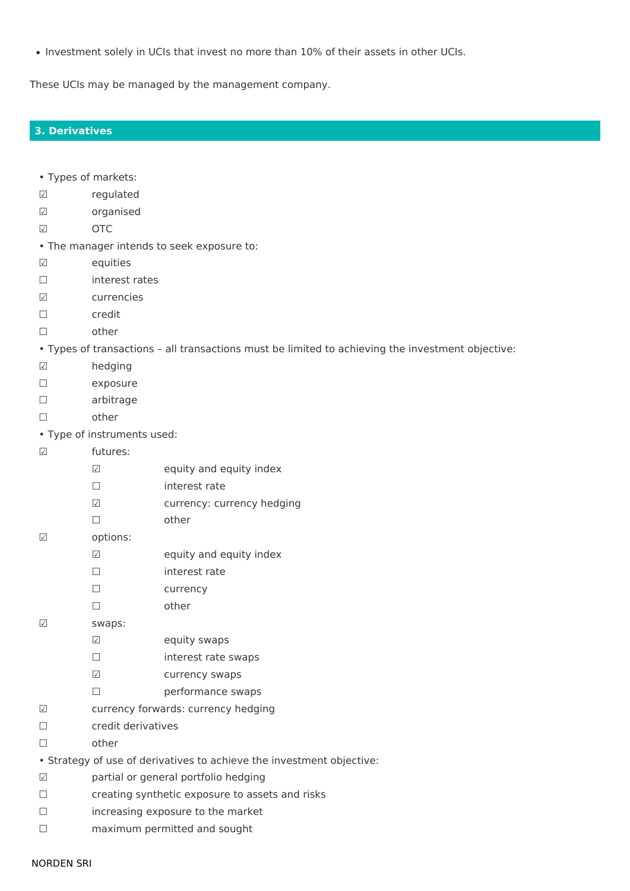- Investment solely in UCIs that invest no more than 10% of their assets in other UCIs.

These UCIs may be managed by the management company.

## 3. Derivatives

- Types of markets:
  - ☑ regulated
  - ☑ organised
  - ☑ OTC
- The manager intends to seek exposure to:
  - ☑ equities
  - ☐ interest rates
  - ☑ currencies
  - ☐ credit
  - ☐ other
- Types of transactions – all transactions must be limited to achieving the investment objective:
  - ☑ hedging
  - ☐ exposure
  - ☐ arbitrage
  - ☐ other
- Type of instruments used:
  - ☑ futures:
    - ☑ equity and equity index
    - ☐ interest rate
    - ☑ currency: currency hedging
    - ☐ other
  - ☑ options:
    - ☑ equity and equity index
    - ☐ interest rate
    - ☐ currency
    - ☐ other
  - ☑ swaps:
    - ☑ equity swaps
    - ☐ interest rate swaps
    - ☑ currency swaps
    - ☐ performance swaps
  - ☑ currency forwards: currency hedging
  - ☐ credit derivatives
  - ☐ other
- Strategy of use of derivatives to achieve the investment objective:
  - ☑ partial or general portfolio hedging
  - ☐ creating synthetic exposure to assets and risks
  - ☐ increasing exposure to the market
  - ☐ maximum permitted and sought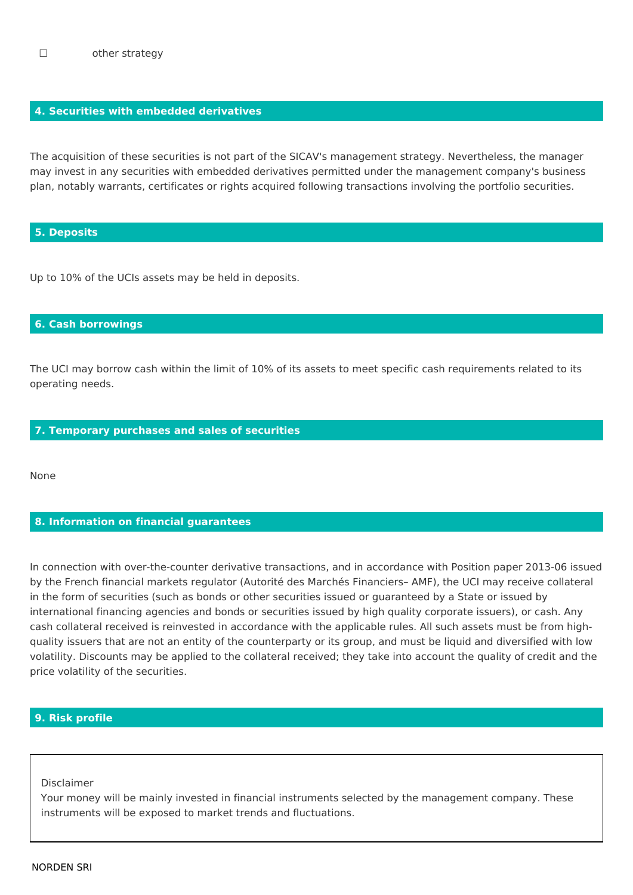☐ other strategy

## 4. Securities with embedded derivatives

The acquisition of these securities is not part of the SICAV's management strategy. Nevertheless, the manager may invest in any securities with embedded derivatives permitted under the management company's business plan, notably warrants, certificates or rights acquired following transactions involving the portfolio securities.

## 5. Deposits

Up to 10% of the UCIs assets may be held in deposits.

## 6. Cash borrowings

The UCI may borrow cash within the limit of 10% of its assets to meet specific cash requirements related to its operating needs.

## 7. Temporary purchases and sales of securities

None

## 8. Information on financial guarantees

In connection with over-the-counter derivative transactions, and in accordance with Position paper 2013-06 issued by the French financial markets regulator (Autorité des Marchés Financiers– AMF), the UCI may receive collateral in the form of securities (such as bonds or other securities issued or guaranteed by a State or issued by international financing agencies and bonds or securities issued by high quality corporate issuers), or cash. Any cash collateral received is reinvested in accordance with the applicable rules. All such assets must be from high-quality issuers that are not an entity of the counterparty or its group, and must be liquid and diversified with low volatility. Discounts may be applied to the collateral received; they take into account the quality of credit and the price volatility of the securities.

## 9. Risk profile

Disclaimer
Your money will be mainly invested in financial instruments selected by the management company. These instruments will be exposed to market trends and fluctuations.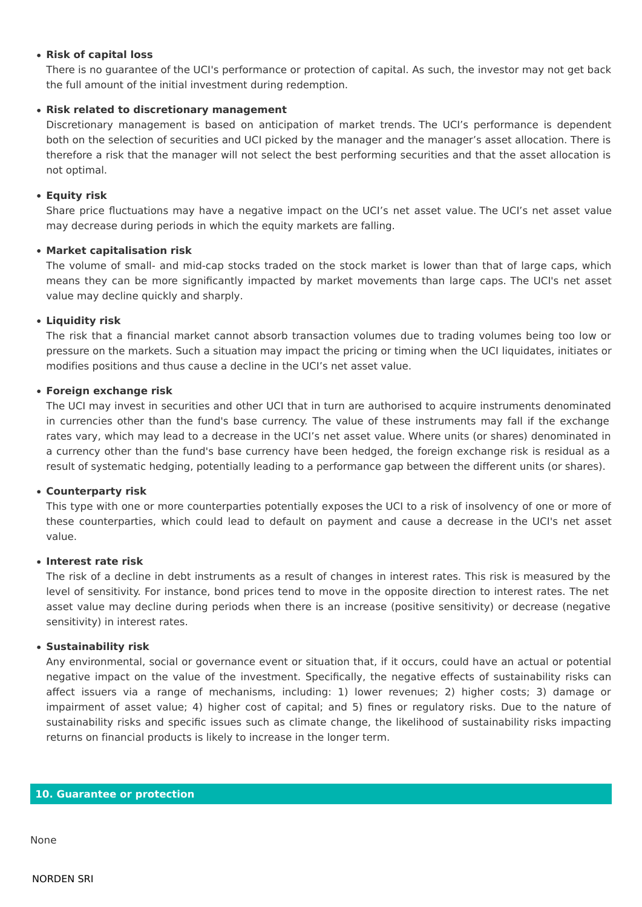- **Risk of capital loss**

  There is no guarantee of the UCI's performance or protection of capital. As such, the investor may not get back the full amount of the initial investment during redemption.

- **Risk related to discretionary management**

  Discretionary management is based on anticipation of market trends. The UCI's performance is dependent both on the selection of securities and UCI picked by the manager and the manager's asset allocation. There is therefore a risk that the manager will not select the best performing securities and that the asset allocation is not optimal.

- **Equity risk**

  Share price fluctuations may have a negative impact on the UCI's net asset value. The UCI's net asset value may decrease during periods in which the equity markets are falling.

- **Market capitalisation risk**

  The volume of small- and mid-cap stocks traded on the stock market is lower than that of large caps, which means they can be more significantly impacted by market movements than large caps. The UCI's net asset value may decline quickly and sharply.

- **Liquidity risk**

  The risk that a financial market cannot absorb transaction volumes due to trading volumes being too low or pressure on the markets. Such a situation may impact the pricing or timing when the UCI liquidates, initiates or modifies positions and thus cause a decline in the UCI's net asset value.

- **Foreign exchange risk**

  The UCI may invest in securities and other UCI that in turn are authorised to acquire instruments denominated in currencies other than the fund's base currency. The value of these instruments may fall if the exchange rates vary, which may lead to a decrease in the UCI's net asset value. Where units (or shares) denominated in a currency other than the fund's base currency have been hedged, the foreign exchange risk is residual as a result of systematic hedging, potentially leading to a performance gap between the different units (or shares).

- **Counterparty risk**

  This type with one or more counterparties potentially exposes the UCI to a risk of insolvency of one or more of these counterparties, which could lead to default on payment and cause a decrease in the UCI's net asset value.

- **Interest rate risk**

  The risk of a decline in debt instruments as a result of changes in interest rates. This risk is measured by the level of sensitivity. For instance, bond prices tend to move in the opposite direction to interest rates. The net asset value may decline during periods when there is an increase (positive sensitivity) or decrease (negative sensitivity) in interest rates.

- **Sustainability risk**

  Any environmental, social or governance event or situation that, if it occurs, could have an actual or potential negative impact on the value of the investment. Specifically, the negative effects of sustainability risks can affect issuers via a range of mechanisms, including: 1) lower revenues; 2) higher costs; 3) damage or impairment of asset value; 4) higher cost of capital; and 5) fines or regulatory risks. Due to the nature of sustainability risks and specific issues such as climate change, the likelihood of sustainability risks impacting returns on financial products is likely to increase in the longer term.

## 10. Guarantee or protection

None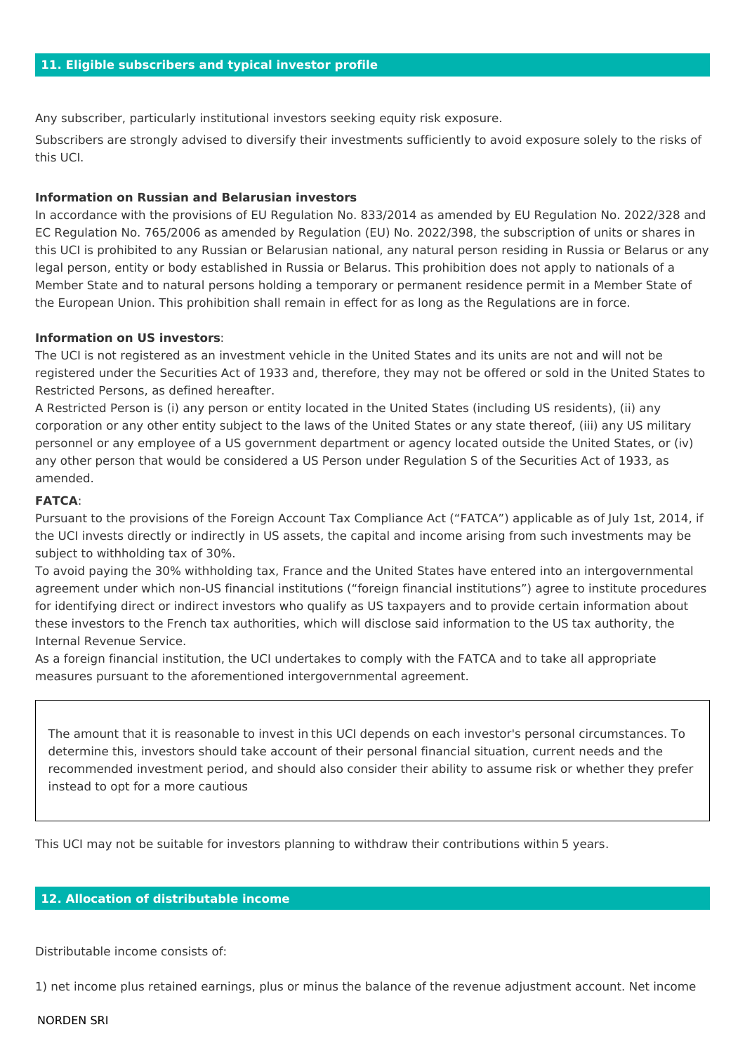## 11. Eligible subscribers and typical investor profile

Any subscriber, particularly institutional investors seeking equity risk exposure.

Subscribers are strongly advised to diversify their investments sufficiently to avoid exposure solely to the risks of this UCI.

**Information on Russian and Belarusian investors**

In accordance with the provisions of EU Regulation No. 833/2014 as amended by EU Regulation No. 2022/328 and EC Regulation No. 765/2006 as amended by Regulation (EU) No. 2022/398, the subscription of units or shares in this UCI is prohibited to any Russian or Belarusian national, any natural person residing in Russia or Belarus or any legal person, entity or body established in Russia or Belarus. This prohibition does not apply to nationals of a Member State and to natural persons holding a temporary or permanent residence permit in a Member State of the European Union. This prohibition shall remain in effect for as long as the Regulations are in force.

**Information on US investors**:

The UCI is not registered as an investment vehicle in the United States and its units are not and will not be registered under the Securities Act of 1933 and, therefore, they may not be offered or sold in the United States to Restricted Persons, as defined hereafter.

A Restricted Person is (i) any person or entity located in the United States (including US residents), (ii) any corporation or any other entity subject to the laws of the United States or any state thereof, (iii) any US military personnel or any employee of a US government department or agency located outside the United States, or (iv) any other person that would be considered a US Person under Regulation S of the Securities Act of 1933, as amended.

**FATCA**:

Pursuant to the provisions of the Foreign Account Tax Compliance Act ("FATCA") applicable as of July 1st, 2014, if the UCI invests directly or indirectly in US assets, the capital and income arising from such investments may be subject to withholding tax of 30%.

To avoid paying the 30% withholding tax, France and the United States have entered into an intergovernmental agreement under which non-US financial institutions ("foreign financial institutions") agree to institute procedures for identifying direct or indirect investors who qualify as US taxpayers and to provide certain information about these investors to the French tax authorities, which will disclose said information to the US tax authority, the Internal Revenue Service.

As a foreign financial institution, the UCI undertakes to comply with the FATCA and to take all appropriate measures pursuant to the aforementioned intergovernmental agreement.

> The amount that it is reasonable to invest in this UCI depends on each investor's personal circumstances. To determine this, investors should take account of their personal financial situation, current needs and the recommended investment period, and should also consider their ability to assume risk or whether they prefer instead to opt for a more cautious

This UCI may not be suitable for investors planning to withdraw their contributions within 5 years.

## 12. Allocation of distributable income

Distributable income consists of:

1) net income plus retained earnings, plus or minus the balance of the revenue adjustment account. Net income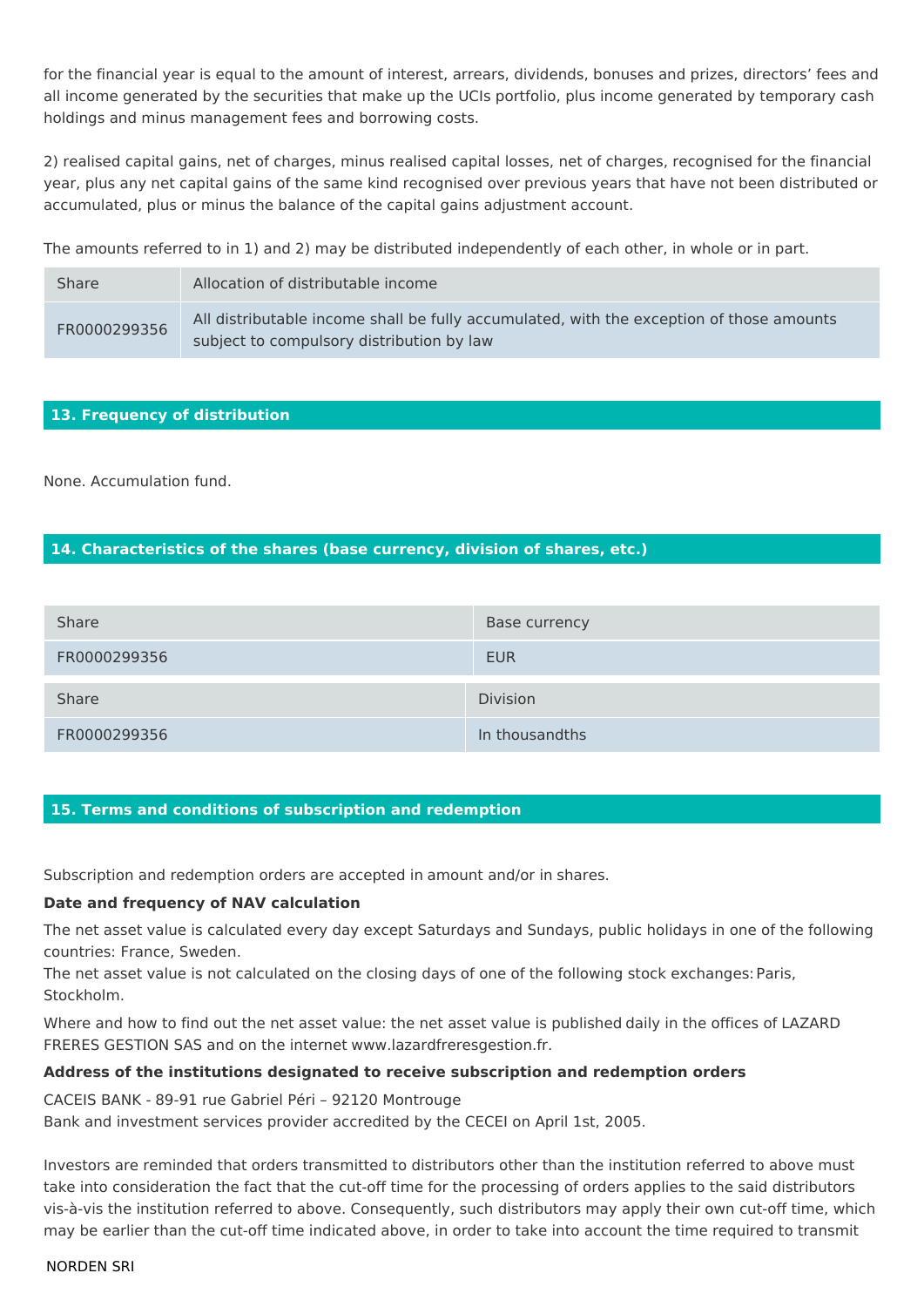for the financial year is equal to the amount of interest, arrears, dividends, bonuses and prizes, directors' fees and all income generated by the securities that make up the UCIs portfolio, plus income generated by temporary cash holdings and minus management fees and borrowing costs.

2) realised capital gains, net of charges, minus realised capital losses, net of charges, recognised for the financial year, plus any net capital gains of the same kind recognised over previous years that have not been distributed or accumulated, plus or minus the balance of the capital gains adjustment account.

The amounts referred to in 1) and 2) may be distributed independently of each other, in whole or in part.

| Share | Allocation of distributable income |
| --- | --- |
| FR0000299356 | All distributable income shall be fully accumulated, with the exception of those amounts subject to compulsory distribution by law |

## 13. Frequency of distribution

None. Accumulation fund.

## 14. Characteristics of the shares (base currency, division of shares, etc.)

| Share | Base currency |
| --- | --- |
| FR0000299356 | EUR |

| Share | Division |
| --- | --- |
| FR0000299356 | In thousandths |

## 15. Terms and conditions of subscription and redemption

Subscription and redemption orders are accepted in amount and/or in shares.

**Date and frequency of NAV calculation**

The net asset value is calculated every day except Saturdays and Sundays, public holidays in one of the following countries: France, Sweden.
The net asset value is not calculated on the closing days of one of the following stock exchanges: Paris, Stockholm.

Where and how to find out the net asset value: the net asset value is published daily in the offices of LAZARD FRERES GESTION SAS and on the internet www.lazardfreresgestion.fr.

**Address of the institutions designated to receive subscription and redemption orders**

CACEIS BANK - 89-91 rue Gabriel Péri – 92120 Montrouge
Bank and investment services provider accredited by the CECEI on April 1st, 2005.

Investors are reminded that orders transmitted to distributors other than the institution referred to above must take into consideration the fact that the cut-off time for the processing of orders applies to the said distributors vis-à-vis the institution referred to above. Consequently, such distributors may apply their own cut-off time, which may be earlier than the cut-off time indicated above, in order to take into account the time required to transmit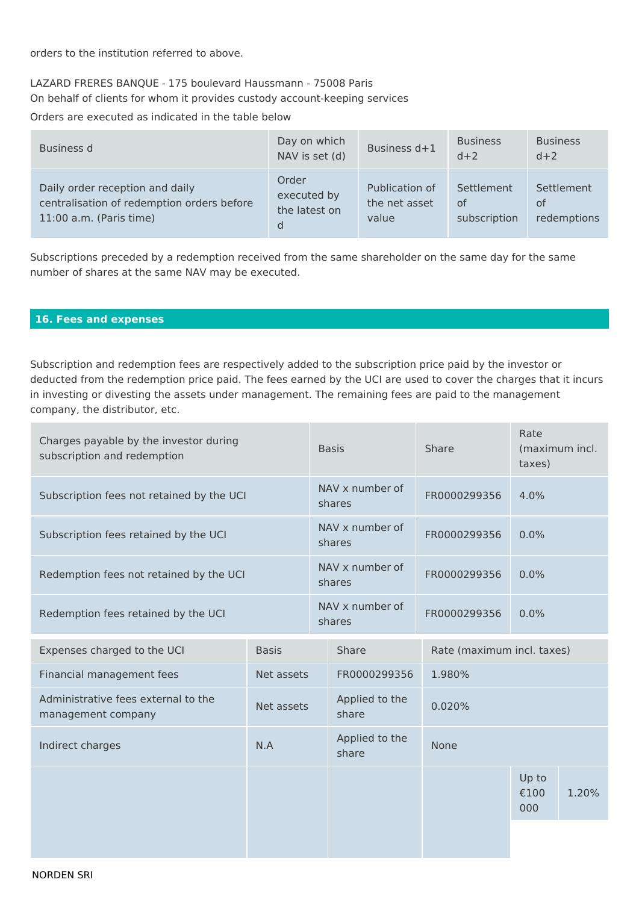orders to the institution referred to above.

LAZARD FRERES BANQUE - 175 boulevard Haussmann - 75008 Paris
On behalf of clients for whom it provides custody account-keeping services

Orders are executed as indicated in the table below

| Business d | Day on which NAV is set (d) | Business d+1 | Business d+2 | Business d+2 |
|---|---|---|---|---|
| Daily order reception and daily centralisation of redemption orders before 11:00 a.m. (Paris time) | Order executed by the latest on d | Publication of the net asset value | Settlement of subscription | Settlement of redemptions |

Subscriptions preceded by a redemption received from the same shareholder on the same day for the same number of shares at the same NAV may be executed.

## 16. Fees and expenses

Subscription and redemption fees are respectively added to the subscription price paid by the investor or deducted from the redemption price paid. The fees earned by the UCI are used to cover the charges that it incurs in investing or divesting the assets under management. The remaining fees are paid to the management company, the distributor, etc.

| Charges payable by the investor during subscription and redemption | Basis | Share | Rate (maximum incl. taxes) |
|---|---|---|---|
| Subscription fees not retained by the UCI | NAV x number of shares | FR0000299356 | 4.0% |
| Subscription fees retained by the UCI | NAV x number of shares | FR0000299356 | 0.0% |
| Redemption fees not retained by the UCI | NAV x number of shares | FR0000299356 | 0.0% |
| Redemption fees retained by the UCI | NAV x number of shares | FR0000299356 | 0.0% |

| Expenses charged to the UCI | Basis | Share | Rate (maximum incl. taxes) | | |
|---|---|---|---|---|---|
| Financial management fees | Net assets | FR0000299356 | 1.980% | | |
| Administrative fees external to the management company | Net assets | Applied to the share | 0.020% | | |
| Indirect charges | N.A | Applied to the share | None | | |
| | | | | Up to €100 000 | 1.20% |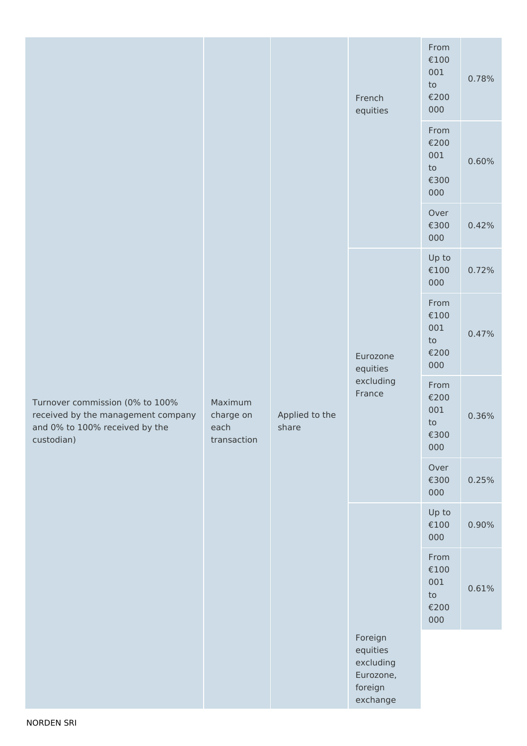| | | | | | |
|---|---|---|---|---|---|
| Turnover commission (0% to 100% received by the management company and 0% to 100% received by the custodian) | Maximum charge on each transaction | Applied to the share | French equities | From €100 001 to €200 000 | 0.78% |
| | | | | From €200 001 to €300 000 | 0.60% |
| | | | | Over €300 000 | 0.42% |
| | | | Eurozone equities excluding France | Up to €100 000 | 0.72% |
| | | | | From €100 001 to €200 000 | 0.47% |
| | | | | From €200 001 to €300 000 | 0.36% |
| | | | | Over €300 000 | 0.25% |
| | | | Foreign equities excluding Eurozone, foreign exchange | Up to €100 000 | 0.90% |
| | | | | From €100 001 to €200 000 | 0.61% |

NORDEN SRI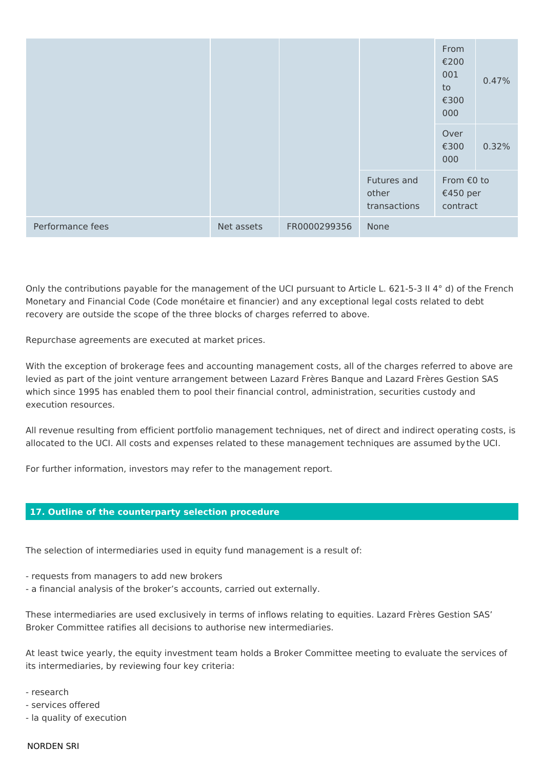| | | | | | |
|---|---|---|---|---|---|
| | | | | From €200 001 to €300 000 | 0.47% |
| | | | | Over €300 000 | 0.32% |
| | | | Futures and other transactions | From €0 to €450 per contract | |
| Performance fees | Net assets | FR0000299356 | None | | |

Only the contributions payable for the management of the UCI pursuant to Article L. 621-5-3 II 4° d) of the French Monetary and Financial Code (Code monétaire et financier) and any exceptional legal costs related to debt recovery are outside the scope of the three blocks of charges referred to above.

Repurchase agreements are executed at market prices.

With the exception of brokerage fees and accounting management costs, all of the charges referred to above are levied as part of the joint venture arrangement between Lazard Frères Banque and Lazard Frères Gestion SAS which since 1995 has enabled them to pool their financial control, administration, securities custody and execution resources.

All revenue resulting from efficient portfolio management techniques, net of direct and indirect operating costs, is allocated to the UCI. All costs and expenses related to these management techniques are assumed by the UCI.

For further information, investors may refer to the management report.

## 17. Outline of the counterparty selection procedure

The selection of intermediaries used in equity fund management is a result of:

- requests from managers to add new brokers
- a financial analysis of the broker's accounts, carried out externally.

These intermediaries are used exclusively in terms of inflows relating to equities. Lazard Frères Gestion SAS' Broker Committee ratifies all decisions to authorise new intermediaries.

At least twice yearly, the equity investment team holds a Broker Committee meeting to evaluate the services of its intermediaries, by reviewing four key criteria:

- research
- services offered
- la quality of execution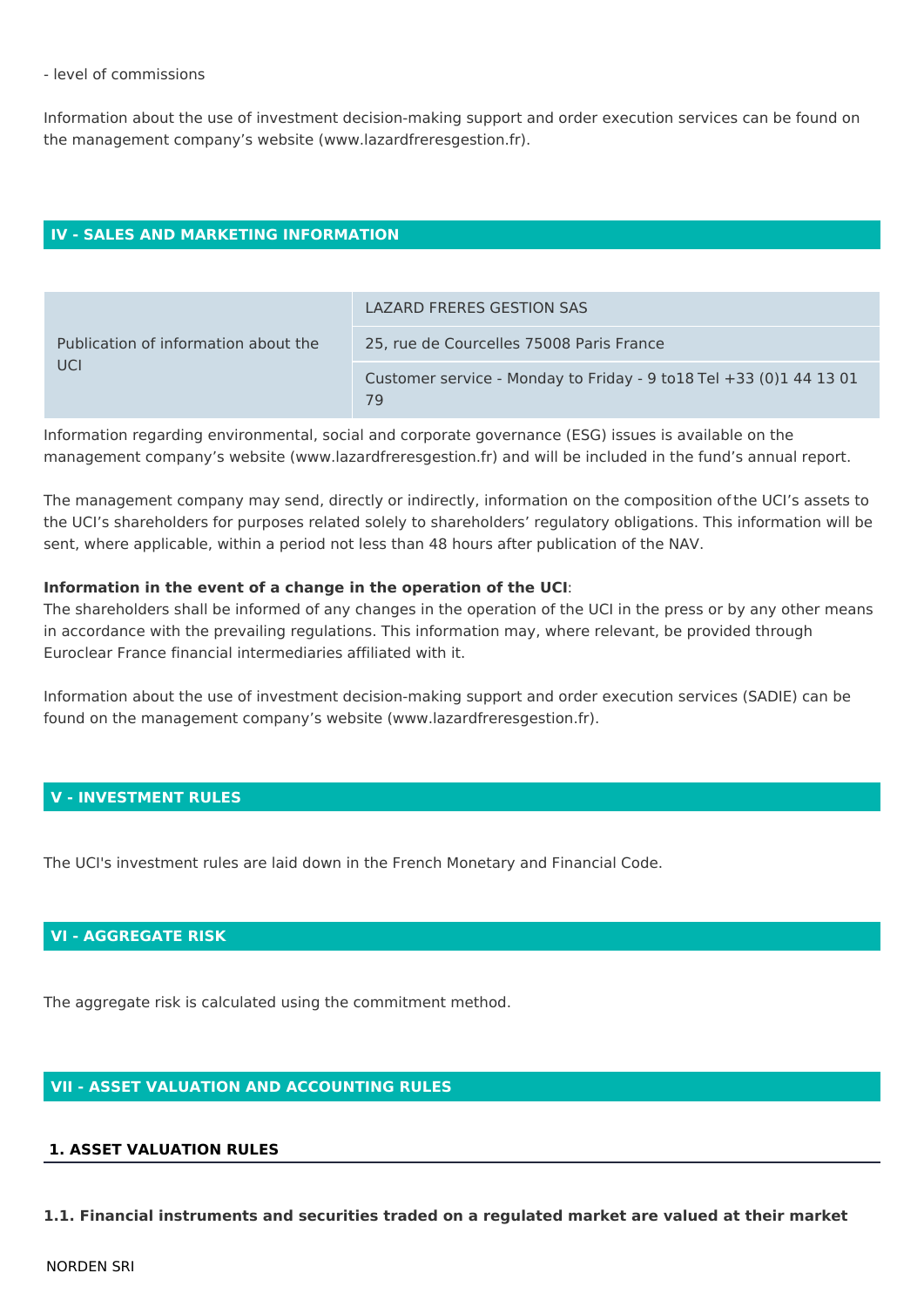- level of commissions

Information about the use of investment decision-making support and order execution services can be found on the management company's website (www.lazardfreresgestion.fr).

## IV - SALES AND MARKETING INFORMATION

| Publication of information about the UCI | LAZARD FRERES GESTION SAS |
|---|---|
| | 25, rue de Courcelles 75008 Paris France |
| | Customer service - Monday to Friday - 9 to18 Tel +33 (0)1 44 13 01 79 |

Information regarding environmental, social and corporate governance (ESG) issues is available on the management company's website (www.lazardfreresgestion.fr) and will be included in the fund's annual report.

The management company may send, directly or indirectly, information on the composition of the UCI's assets to the UCI's shareholders for purposes related solely to shareholders' regulatory obligations. This information will be sent, where applicable, within a period not less than 48 hours after publication of the NAV.

**Information in the event of a change in the operation of the UCI**:
The shareholders shall be informed of any changes in the operation of the UCI in the press or by any other means in accordance with the prevailing regulations. This information may, where relevant, be provided through Euroclear France financial intermediaries affiliated with it.

Information about the use of investment decision-making support and order execution services (SADIE) can be found on the management company's website (www.lazardfreresgestion.fr).

## V - INVESTMENT RULES

The UCI's investment rules are laid down in the French Monetary and Financial Code.

## VI - AGGREGATE RISK

The aggregate risk is calculated using the commitment method.

## VII - ASSET VALUATION AND ACCOUNTING RULES

### 1. ASSET VALUATION RULES

**1.1. Financial instruments and securities traded on a regulated market are valued at their market**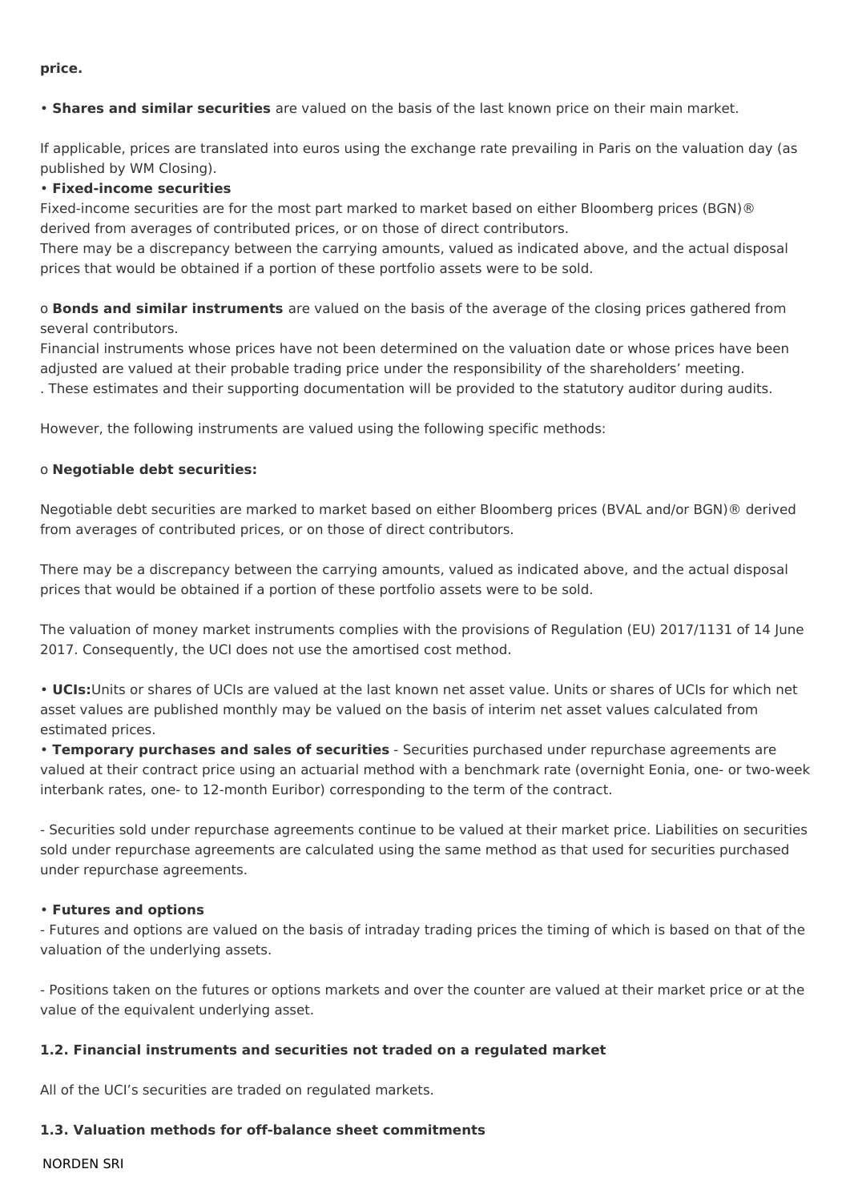**price.**

• **Shares and similar securities** are valued on the basis of the last known price on their main market.

If applicable, prices are translated into euros using the exchange rate prevailing in Paris on the valuation day (as published by WM Closing).

• **Fixed-income securities**

Fixed-income securities are for the most part marked to market based on either Bloomberg prices (BGN)® derived from averages of contributed prices, or on those of direct contributors.

There may be a discrepancy between the carrying amounts, valued as indicated above, and the actual disposal prices that would be obtained if a portion of these portfolio assets were to be sold.

o **Bonds and similar instruments** are valued on the basis of the average of the closing prices gathered from several contributors.

Financial instruments whose prices have not been determined on the valuation date or whose prices have been adjusted are valued at their probable trading price under the responsibility of the shareholders' meeting.

. These estimates and their supporting documentation will be provided to the statutory auditor during audits.

However, the following instruments are valued using the following specific methods:

o **Negotiable debt securities:**

Negotiable debt securities are marked to market based on either Bloomberg prices (BVAL and/or BGN)® derived from averages of contributed prices, or on those of direct contributors.

There may be a discrepancy between the carrying amounts, valued as indicated above, and the actual disposal prices that would be obtained if a portion of these portfolio assets were to be sold.

The valuation of money market instruments complies with the provisions of Regulation (EU) 2017/1131 of 14 June 2017. Consequently, the UCI does not use the amortised cost method.

• **UCIs:**Units or shares of UCIs are valued at the last known net asset value. Units or shares of UCIs for which net asset values are published monthly may be valued on the basis of interim net asset values calculated from estimated prices.

• **Temporary purchases and sales of securities** - Securities purchased under repurchase agreements are valued at their contract price using an actuarial method with a benchmark rate (overnight Eonia, one- or two-week interbank rates, one- to 12-month Euribor) corresponding to the term of the contract.

- Securities sold under repurchase agreements continue to be valued at their market price. Liabilities on securities sold under repurchase agreements are calculated using the same method as that used for securities purchased under repurchase agreements.

• **Futures and options**

- Futures and options are valued on the basis of intraday trading prices the timing of which is based on that of the valuation of the underlying assets.

- Positions taken on the futures or options markets and over the counter are valued at their market price or at the value of the equivalent underlying asset.

**1.2. Financial instruments and securities not traded on a regulated market**

All of the UCI's securities are traded on regulated markets.

**1.3. Valuation methods for off-balance sheet commitments**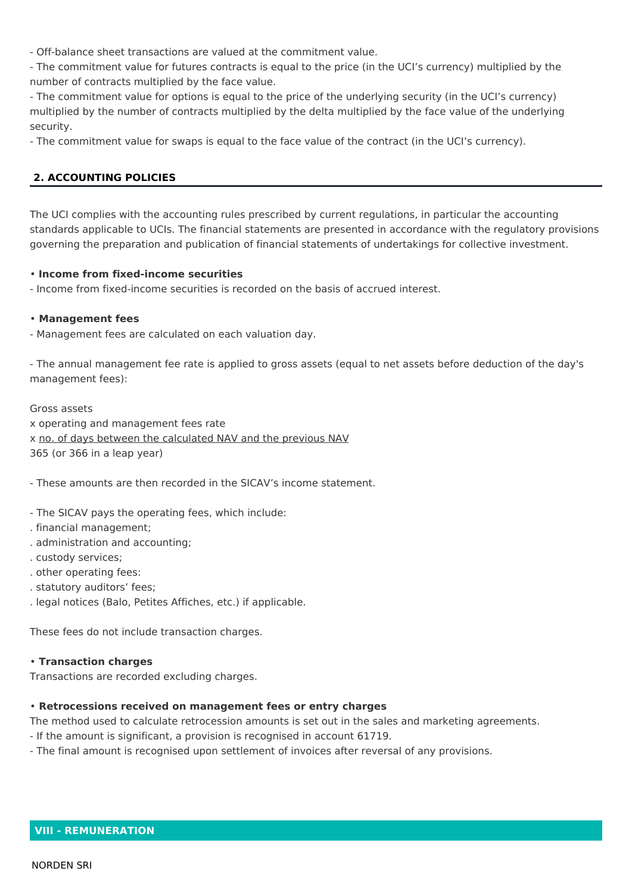- Off-balance sheet transactions are valued at the commitment value.
- The commitment value for futures contracts is equal to the price (in the UCI's currency) multiplied by the number of contracts multiplied by the face value.
- The commitment value for options is equal to the price of the underlying security (in the UCI's currency) multiplied by the number of contracts multiplied by the delta multiplied by the face value of the underlying security.
- The commitment value for swaps is equal to the face value of the contract (in the UCI's currency).

## 2. ACCOUNTING POLICIES

The UCI complies with the accounting rules prescribed by current regulations, in particular the accounting standards applicable to UCIs. The financial statements are presented in accordance with the regulatory provisions governing the preparation and publication of financial statements of undertakings for collective investment.

**• Income from fixed-income securities**

- Income from fixed-income securities is recorded on the basis of accrued interest.

**• Management fees**

- Management fees are calculated on each valuation day.

- The annual management fee rate is applied to gross assets (equal to net assets before deduction of the day's management fees):

Gross assets
x operating and management fees rate
x no. of days between the calculated NAV and the previous NAV
365 (or 366 in a leap year)

- These amounts are then recorded in the SICAV's income statement.

- The SICAV pays the operating fees, which include:
. financial management;
. administration and accounting;
. custody services;
. other operating fees:
. statutory auditors' fees;
. legal notices (Balo, Petites Affiches, etc.) if applicable.

These fees do not include transaction charges.

**• Transaction charges**

Transactions are recorded excluding charges.

**• Retrocessions received on management fees or entry charges**

The method used to calculate retrocession amounts is set out in the sales and marketing agreements.
- If the amount is significant, a provision is recognised in account 61719.
- The final amount is recognised upon settlement of invoices after reversal of any provisions.

## VIII - REMUNERATION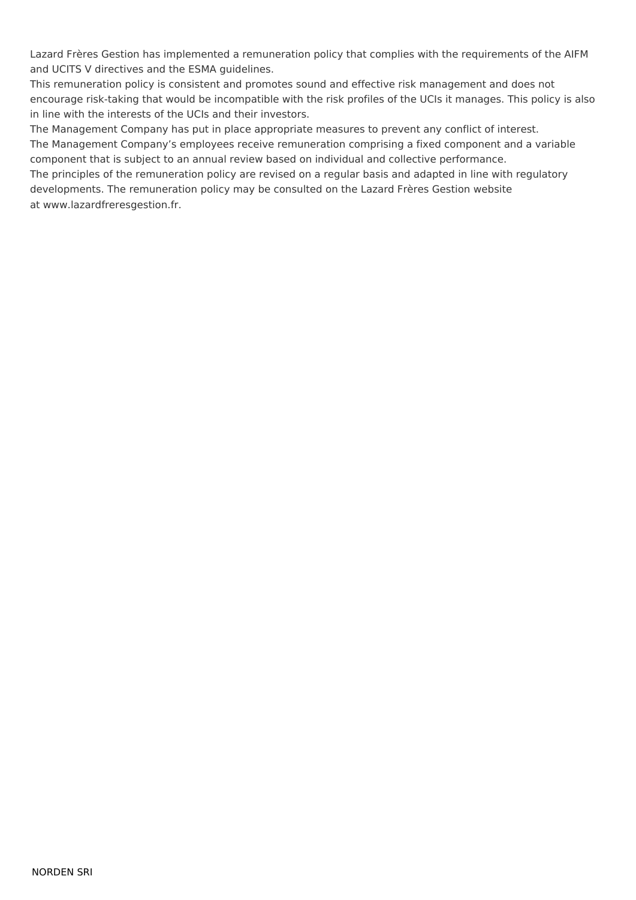Lazard Frères Gestion has implemented a remuneration policy that complies with the requirements of the AIFM and UCITS V directives and the ESMA guidelines.

This remuneration policy is consistent and promotes sound and effective risk management and does not encourage risk-taking that would be incompatible with the risk profiles of the UCIs it manages. This policy is also in line with the interests of the UCIs and their investors.

The Management Company has put in place appropriate measures to prevent any conflict of interest.

The Management Company's employees receive remuneration comprising a fixed component and a variable component that is subject to an annual review based on individual and collective performance.

The principles of the remuneration policy are revised on a regular basis and adapted in line with regulatory developments. The remuneration policy may be consulted on the Lazard Frères Gestion website at www.lazardfreresgestion.fr.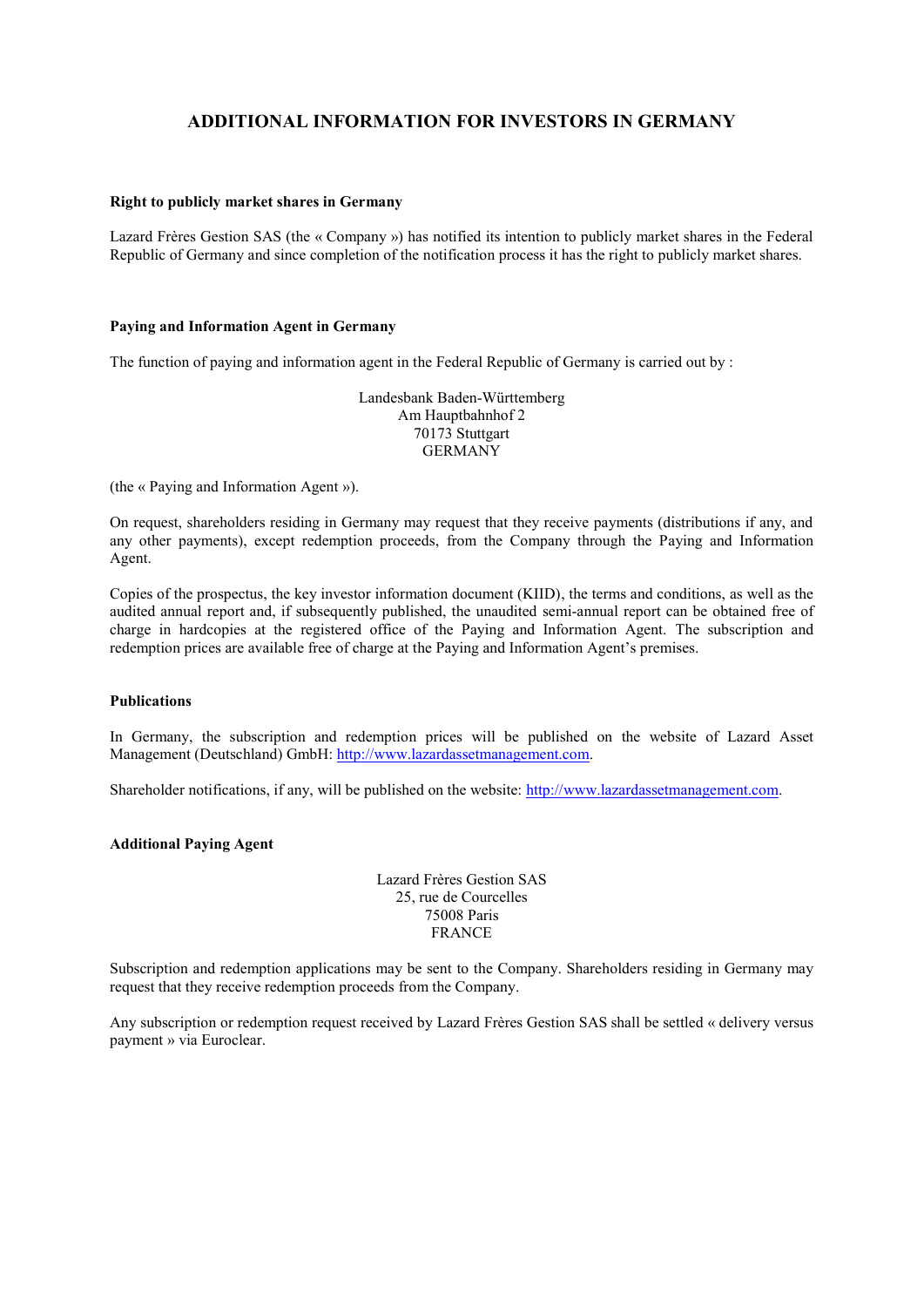# ADDITIONAL INFORMATION FOR INVESTORS IN GERMANY

**Right to publicly market shares in Germany**

Lazard Frères Gestion SAS (the « Company ») has notified its intention to publicly market shares in the Federal Republic of Germany and since completion of the notification process it has the right to publicly market shares.

**Paying and Information Agent in Germany**

The function of paying and information agent in the Federal Republic of Germany is carried out by :

Landesbank Baden-Württemberg
Am Hauptbahnhof 2
70173 Stuttgart
GERMANY

(the « Paying and Information Agent »).

On request, shareholders residing in Germany may request that they receive payments (distributions if any, and any other payments), except redemption proceeds, from the Company through the Paying and Information Agent.

Copies of the prospectus, the key investor information document (KIID), the terms and conditions, as well as the audited annual report and, if subsequently published, the unaudited semi-annual report can be obtained free of charge in hardcopies at the registered office of the Paying and Information Agent. The subscription and redemption prices are available free of charge at the Paying and Information Agent's premises.

**Publications**

In Germany, the subscription and redemption prices will be published on the website of Lazard Asset Management (Deutschland) GmbH: http://www.lazardassetmanagement.com.

Shareholder notifications, if any, will be published on the website: http://www.lazardassetmanagement.com.

**Additional Paying Agent**

Lazard Frères Gestion SAS
25, rue de Courcelles
75008 Paris
FRANCE

Subscription and redemption applications may be sent to the Company. Shareholders residing in Germany may request that they receive redemption proceeds from the Company.

Any subscription or redemption request received by Lazard Frères Gestion SAS shall be settled « delivery versus payment » via Euroclear.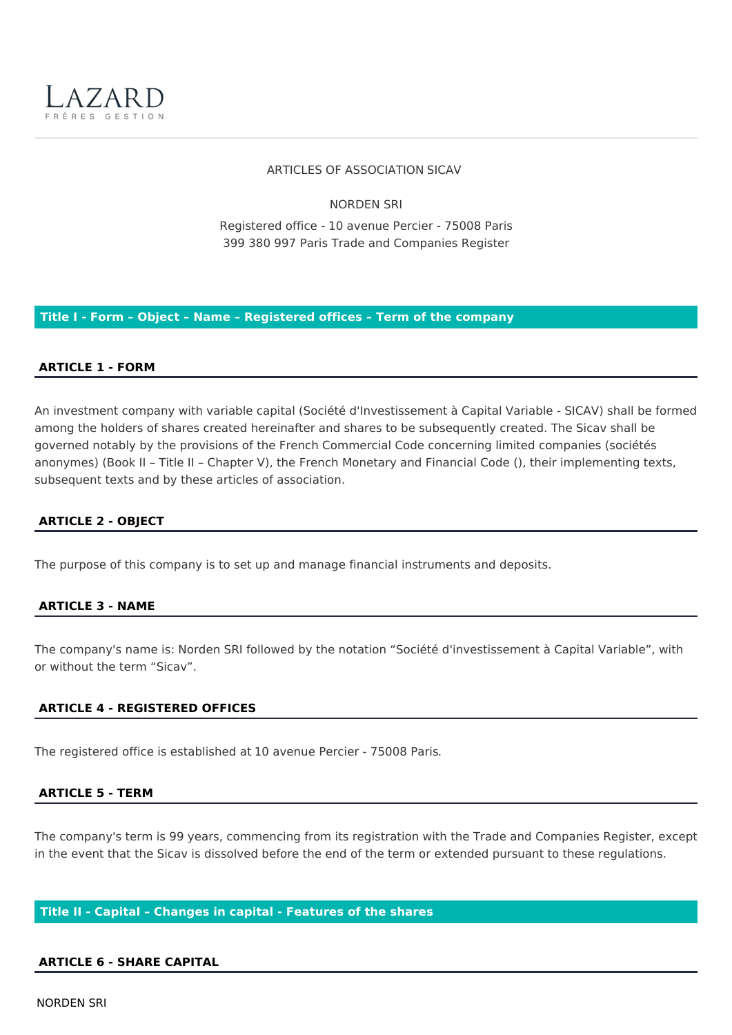ARTICLES OF ASSOCIATION SICAV

NORDEN SRI

Registered office - 10 avenue Percier - 75008 Paris
399 380 997 Paris Trade and Companies Register

## Title I - Form – Object – Name – Registered offices – Term of the company

### ARTICLE 1 - FORM

An investment company with variable capital (Société d'Investissement à Capital Variable - SICAV) shall be formed among the holders of shares created hereinafter and shares to be subsequently created. The Sicav shall be governed notably by the provisions of the French Commercial Code concerning limited companies (sociétés anonymes) (Book II – Title II – Chapter V), the French Monetary and Financial Code (), their implementing texts, subsequent texts and by these articles of association.

### ARTICLE 2 - OBJECT

The purpose of this company is to set up and manage financial instruments and deposits.

### ARTICLE 3 - NAME

The company's name is: Norden SRI followed by the notation "Société d'investissement à Capital Variable", with or without the term "Sicav".

### ARTICLE 4 - REGISTERED OFFICES

The registered office is established at 10 avenue Percier - 75008 Paris.

### ARTICLE 5 - TERM

The company's term is 99 years, commencing from its registration with the Trade and Companies Register, except in the event that the Sicav is dissolved before the end of the term or extended pursuant to these regulations.

## Title II - Capital – Changes in capital - Features of the shares

### ARTICLE 6 - SHARE CAPITAL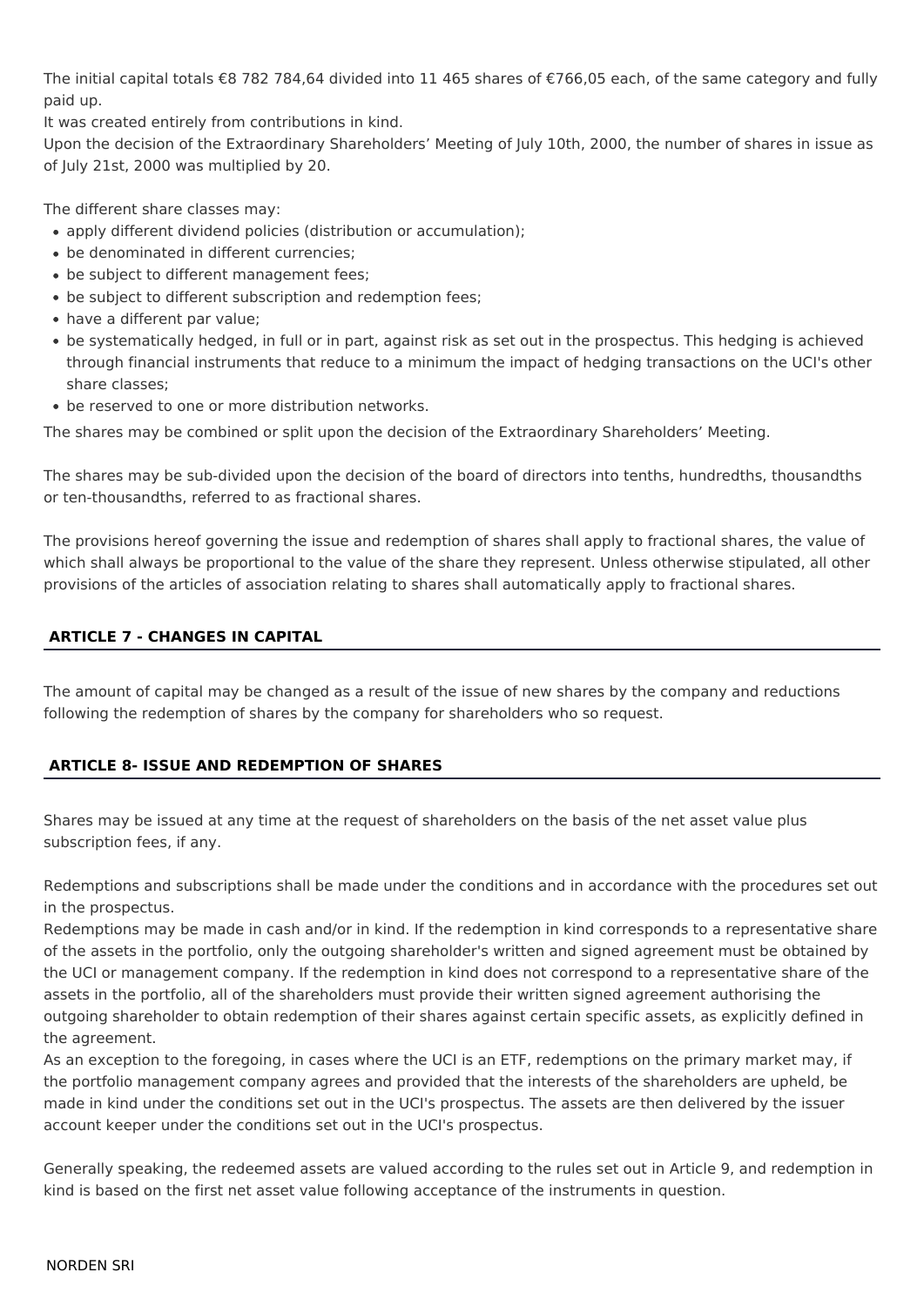The initial capital totals €8 782 784,64 divided into 11 465 shares of €766,05 each, of the same category and fully paid up.
It was created entirely from contributions in kind.
Upon the decision of the Extraordinary Shareholders' Meeting of July 10th, 2000, the number of shares in issue as of July 21st, 2000 was multiplied by 20.

The different share classes may:

- apply different dividend policies (distribution or accumulation);
- be denominated in different currencies;
- be subject to different management fees;
- be subject to different subscription and redemption fees;
- have a different par value;
- be systematically hedged, in full or in part, against risk as set out in the prospectus. This hedging is achieved through financial instruments that reduce to a minimum the impact of hedging transactions on the UCI's other share classes;
- be reserved to one or more distribution networks.

The shares may be combined or split upon the decision of the Extraordinary Shareholders' Meeting.

The shares may be sub-divided upon the decision of the board of directors into tenths, hundredths, thousandths or ten-thousandths, referred to as fractional shares.

The provisions hereof governing the issue and redemption of shares shall apply to fractional shares, the value of which shall always be proportional to the value of the share they represent. Unless otherwise stipulated, all other provisions of the articles of association relating to shares shall automatically apply to fractional shares.

## ARTICLE 7 - CHANGES IN CAPITAL

The amount of capital may be changed as a result of the issue of new shares by the company and reductions following the redemption of shares by the company for shareholders who so request.

## ARTICLE 8- ISSUE AND REDEMPTION OF SHARES

Shares may be issued at any time at the request of shareholders on the basis of the net asset value plus subscription fees, if any.

Redemptions and subscriptions shall be made under the conditions and in accordance with the procedures set out in the prospectus.
Redemptions may be made in cash and/or in kind. If the redemption in kind corresponds to a representative share of the assets in the portfolio, only the outgoing shareholder's written and signed agreement must be obtained by the UCI or management company. If the redemption in kind does not correspond to a representative share of the assets in the portfolio, all of the shareholders must provide their written signed agreement authorising the outgoing shareholder to obtain redemption of their shares against certain specific assets, as explicitly defined in the agreement.
As an exception to the foregoing, in cases where the UCI is an ETF, redemptions on the primary market may, if the portfolio management company agrees and provided that the interests of the shareholders are upheld, be made in kind under the conditions set out in the UCI's prospectus. The assets are then delivered by the issuer account keeper under the conditions set out in the UCI's prospectus.

Generally speaking, the redeemed assets are valued according to the rules set out in Article 9, and redemption in kind is based on the first net asset value following acceptance of the instruments in question.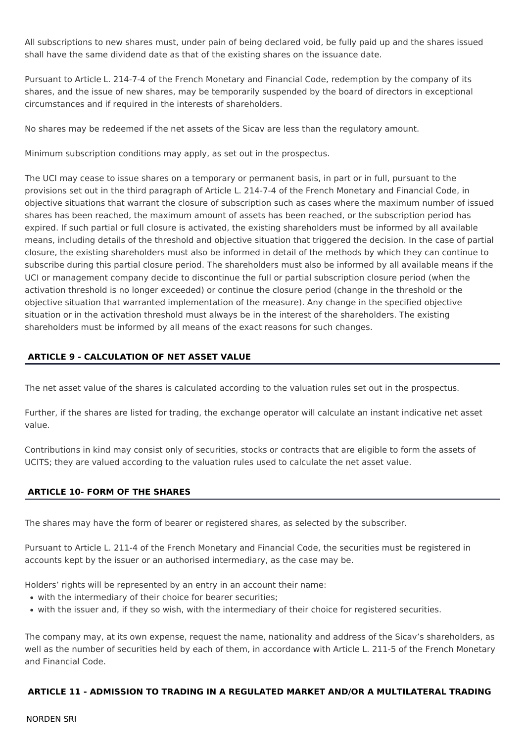All subscriptions to new shares must, under pain of being declared void, be fully paid up and the shares issued shall have the same dividend date as that of the existing shares on the issuance date.

Pursuant to Article L. 214-7-4 of the French Monetary and Financial Code, redemption by the company of its shares, and the issue of new shares, may be temporarily suspended by the board of directors in exceptional circumstances and if required in the interests of shareholders.

No shares may be redeemed if the net assets of the Sicav are less than the regulatory amount.

Minimum subscription conditions may apply, as set out in the prospectus.

The UCI may cease to issue shares on a temporary or permanent basis, in part or in full, pursuant to the provisions set out in the third paragraph of Article L. 214-7-4 of the French Monetary and Financial Code, in objective situations that warrant the closure of subscription such as cases where the maximum number of issued shares has been reached, the maximum amount of assets has been reached, or the subscription period has expired. If such partial or full closure is activated, the existing shareholders must be informed by all available means, including details of the threshold and objective situation that triggered the decision. In the case of partial closure, the existing shareholders must also be informed in detail of the methods by which they can continue to subscribe during this partial closure period. The shareholders must also be informed by all available means if the UCI or management company decide to discontinue the full or partial subscription closure period (when the activation threshold is no longer exceeded) or continue the closure period (change in the threshold or the objective situation that warranted implementation of the measure). Any change in the specified objective situation or in the activation threshold must always be in the interest of the shareholders. The existing shareholders must be informed by all means of the exact reasons for such changes.

## ARTICLE 9 - CALCULATION OF NET ASSET VALUE

The net asset value of the shares is calculated according to the valuation rules set out in the prospectus.

Further, if the shares are listed for trading, the exchange operator will calculate an instant indicative net asset value.

Contributions in kind may consist only of securities, stocks or contracts that are eligible to form the assets of UCITS; they are valued according to the valuation rules used to calculate the net asset value.

## ARTICLE 10- FORM OF THE SHARES

The shares may have the form of bearer or registered shares, as selected by the subscriber.

Pursuant to Article L. 211-4 of the French Monetary and Financial Code, the securities must be registered in accounts kept by the issuer or an authorised intermediary, as the case may be.

Holders' rights will be represented by an entry in an account their name:

- with the intermediary of their choice for bearer securities;
- with the issuer and, if they so wish, with the intermediary of their choice for registered securities.

The company may, at its own expense, request the name, nationality and address of the Sicav's shareholders, as well as the number of securities held by each of them, in accordance with Article L. 211-5 of the French Monetary and Financial Code.

## ARTICLE 11 - ADMISSION TO TRADING IN A REGULATED MARKET AND/OR A MULTILATERAL TRADING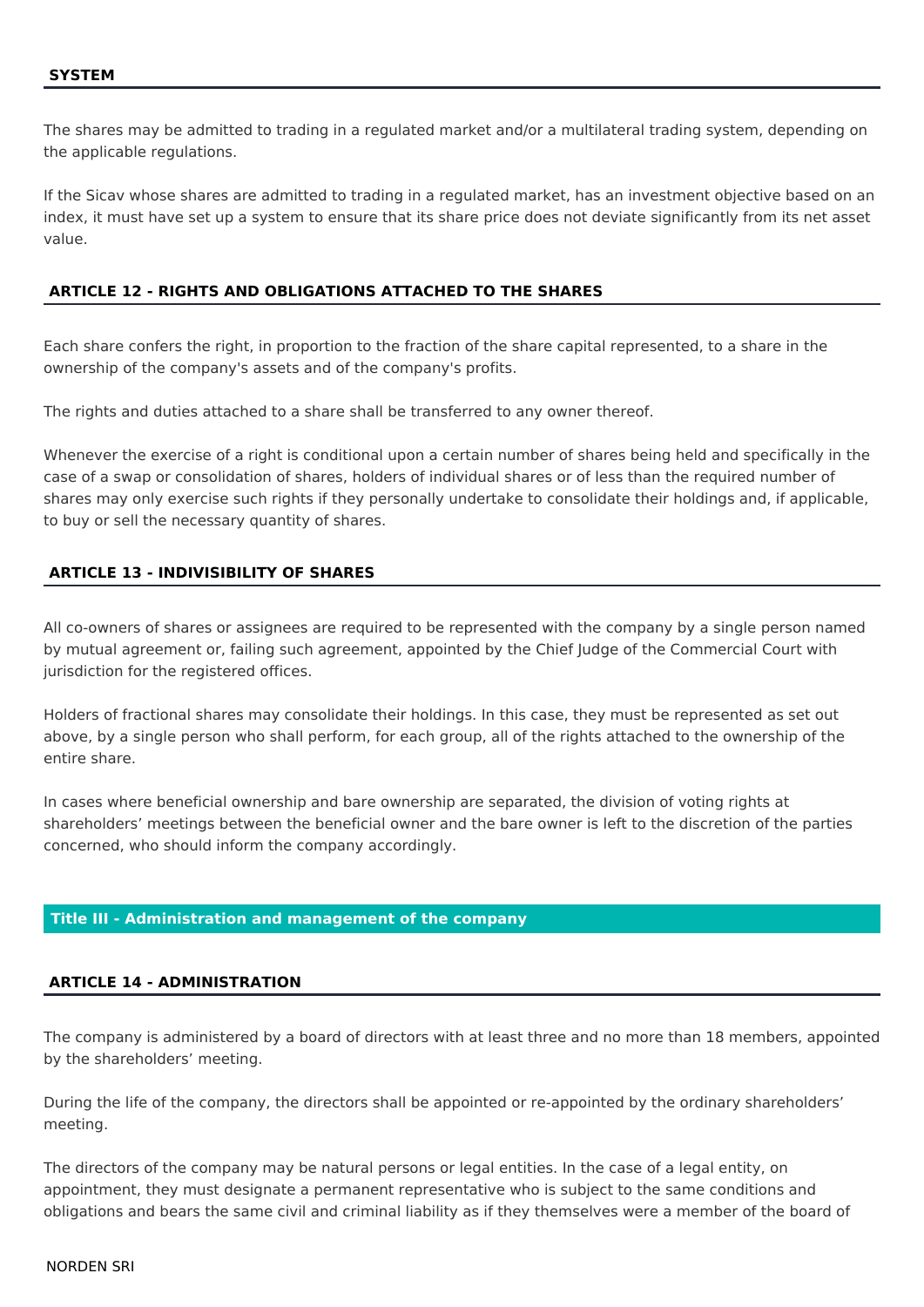### SYSTEM

The shares may be admitted to trading in a regulated market and/or a multilateral trading system, depending on the applicable regulations.

If the Sicav whose shares are admitted to trading in a regulated market, has an investment objective based on an index, it must have set up a system to ensure that its share price does not deviate significantly from its net asset value.

### ARTICLE 12 - RIGHTS AND OBLIGATIONS ATTACHED TO THE SHARES

Each share confers the right, in proportion to the fraction of the share capital represented, to a share in the ownership of the company's assets and of the company's profits.

The rights and duties attached to a share shall be transferred to any owner thereof.

Whenever the exercise of a right is conditional upon a certain number of shares being held and specifically in the case of a swap or consolidation of shares, holders of individual shares or of less than the required number of shares may only exercise such rights if they personally undertake to consolidate their holdings and, if applicable, to buy or sell the necessary quantity of shares.

### ARTICLE 13 - INDIVISIBILITY OF SHARES

All co-owners of shares or assignees are required to be represented with the company by a single person named by mutual agreement or, failing such agreement, appointed by the Chief Judge of the Commercial Court with jurisdiction for the registered offices.

Holders of fractional shares may consolidate their holdings. In this case, they must be represented as set out above, by a single person who shall perform, for each group, all of the rights attached to the ownership of the entire share.

In cases where beneficial ownership and bare ownership are separated, the division of voting rights at shareholders' meetings between the beneficial owner and the bare owner is left to the discretion of the parties concerned, who should inform the company accordingly.

## Title III - Administration and management of the company

### ARTICLE 14 - ADMINISTRATION

The company is administered by a board of directors with at least three and no more than 18 members, appointed by the shareholders' meeting.

During the life of the company, the directors shall be appointed or re-appointed by the ordinary shareholders' meeting.

The directors of the company may be natural persons or legal entities. In the case of a legal entity, on appointment, they must designate a permanent representative who is subject to the same conditions and obligations and bears the same civil and criminal liability as if they themselves were a member of the board of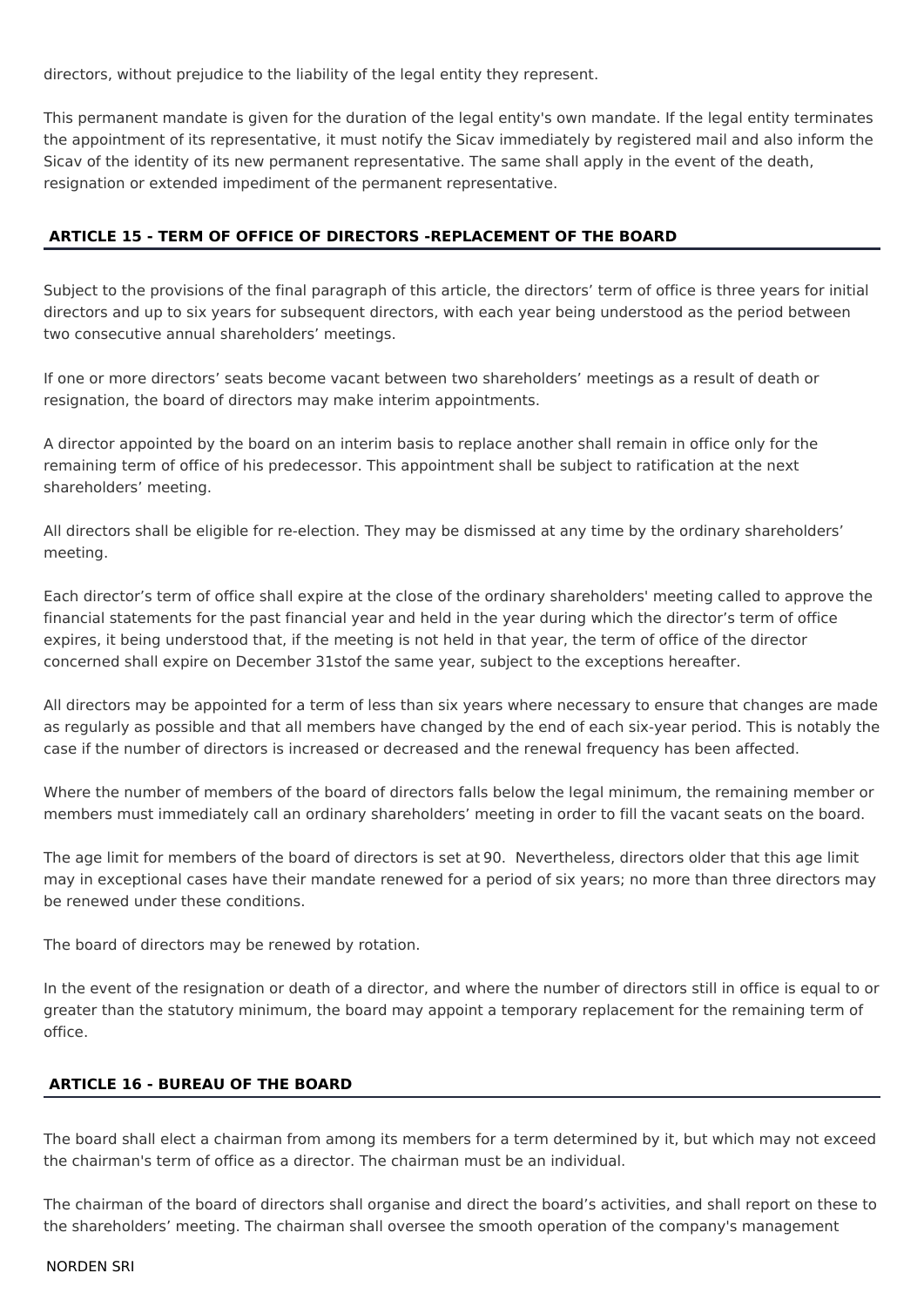directors, without prejudice to the liability of the legal entity they represent.

This permanent mandate is given for the duration of the legal entity's own mandate. If the legal entity terminates the appointment of its representative, it must notify the Sicav immediately by registered mail and also inform the Sicav of the identity of its new permanent representative. The same shall apply in the event of the death, resignation or extended impediment of the permanent representative.

## ARTICLE 15 - TERM OF OFFICE OF DIRECTORS -REPLACEMENT OF THE BOARD

Subject to the provisions of the final paragraph of this article, the directors' term of office is three years for initial directors and up to six years for subsequent directors, with each year being understood as the period between two consecutive annual shareholders' meetings.

If one or more directors' seats become vacant between two shareholders' meetings as a result of death or resignation, the board of directors may make interim appointments.

A director appointed by the board on an interim basis to replace another shall remain in office only for the remaining term of office of his predecessor. This appointment shall be subject to ratification at the next shareholders' meeting.

All directors shall be eligible for re-election. They may be dismissed at any time by the ordinary shareholders' meeting.

Each director's term of office shall expire at the close of the ordinary shareholders' meeting called to approve the financial statements for the past financial year and held in the year during which the director's term of office expires, it being understood that, if the meeting is not held in that year, the term of office of the director concerned shall expire on December 31stof the same year, subject to the exceptions hereafter.

All directors may be appointed for a term of less than six years where necessary to ensure that changes are made as regularly as possible and that all members have changed by the end of each six-year period. This is notably the case if the number of directors is increased or decreased and the renewal frequency has been affected.

Where the number of members of the board of directors falls below the legal minimum, the remaining member or members must immediately call an ordinary shareholders' meeting in order to fill the vacant seats on the board.

The age limit for members of the board of directors is set at 90. Nevertheless, directors older that this age limit may in exceptional cases have their mandate renewed for a period of six years; no more than three directors may be renewed under these conditions.

The board of directors may be renewed by rotation.

In the event of the resignation or death of a director, and where the number of directors still in office is equal to or greater than the statutory minimum, the board may appoint a temporary replacement for the remaining term of office.

## ARTICLE 16 - BUREAU OF THE BOARD

The board shall elect a chairman from among its members for a term determined by it, but which may not exceed the chairman's term of office as a director. The chairman must be an individual.

The chairman of the board of directors shall organise and direct the board's activities, and shall report on these to the shareholders' meeting. The chairman shall oversee the smooth operation of the company's management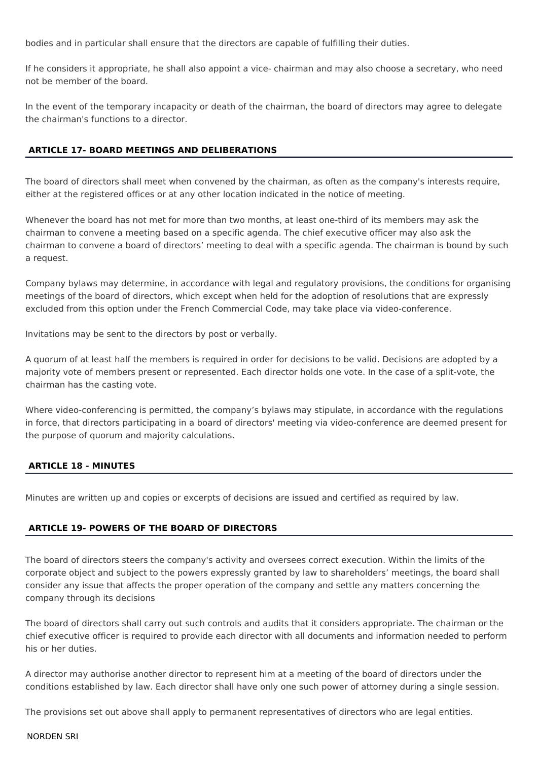bodies and in particular shall ensure that the directors are capable of fulfilling their duties.

If he considers it appropriate, he shall also appoint a vice- chairman and may also choose a secretary, who need not be member of the board.

In the event of the temporary incapacity or death of the chairman, the board of directors may agree to delegate the chairman's functions to a director.

## ARTICLE 17- BOARD MEETINGS AND DELIBERATIONS

The board of directors shall meet when convened by the chairman, as often as the company's interests require, either at the registered offices or at any other location indicated in the notice of meeting.

Whenever the board has not met for more than two months, at least one-third of its members may ask the chairman to convene a meeting based on a specific agenda. The chief executive officer may also ask the chairman to convene a board of directors' meeting to deal with a specific agenda. The chairman is bound by such a request.

Company bylaws may determine, in accordance with legal and regulatory provisions, the conditions for organising meetings of the board of directors, which except when held for the adoption of resolutions that are expressly excluded from this option under the French Commercial Code, may take place via video-conference.

Invitations may be sent to the directors by post or verbally.

A quorum of at least half the members is required in order for decisions to be valid. Decisions are adopted by a majority vote of members present or represented. Each director holds one vote. In the case of a split-vote, the chairman has the casting vote.

Where video-conferencing is permitted, the company's bylaws may stipulate, in accordance with the regulations in force, that directors participating in a board of directors' meeting via video-conference are deemed present for the purpose of quorum and majority calculations.

## ARTICLE 18 - MINUTES

Minutes are written up and copies or excerpts of decisions are issued and certified as required by law.

## ARTICLE 19- POWERS OF THE BOARD OF DIRECTORS

The board of directors steers the company's activity and oversees correct execution. Within the limits of the corporate object and subject to the powers expressly granted by law to shareholders' meetings, the board shall consider any issue that affects the proper operation of the company and settle any matters concerning the company through its decisions

The board of directors shall carry out such controls and audits that it considers appropriate. The chairman or the chief executive officer is required to provide each director with all documents and information needed to perform his or her duties.

A director may authorise another director to represent him at a meeting of the board of directors under the conditions established by law. Each director shall have only one such power of attorney during a single session.

The provisions set out above shall apply to permanent representatives of directors who are legal entities.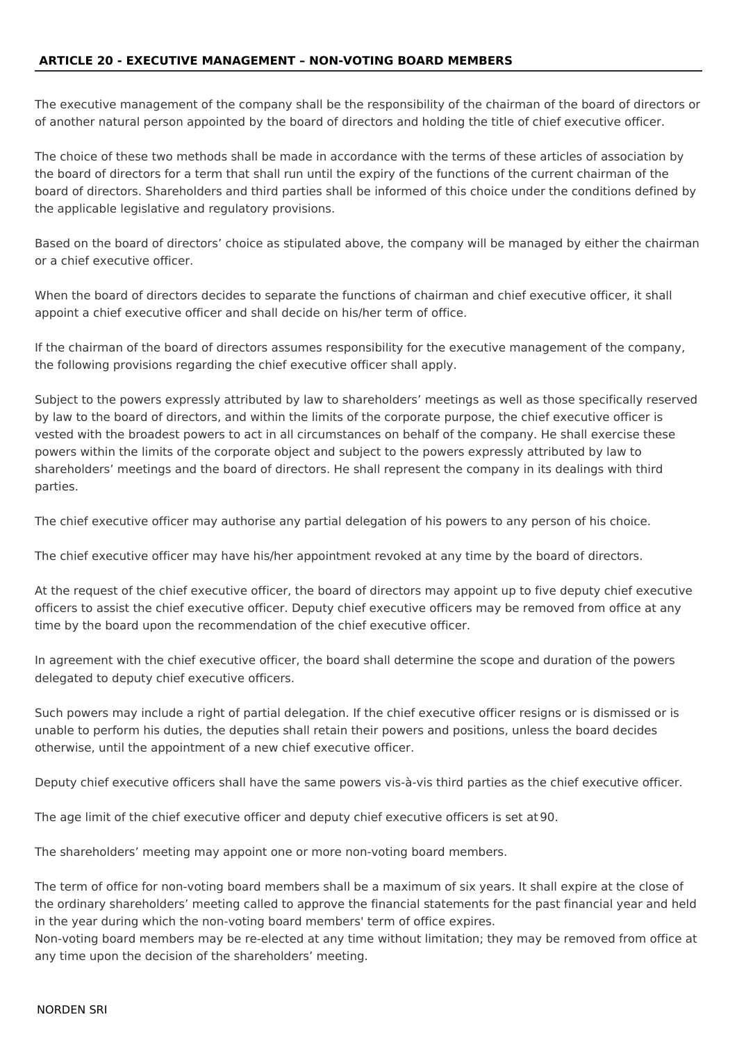## ARTICLE 20 - EXECUTIVE MANAGEMENT – NON-VOTING BOARD MEMBERS

The executive management of the company shall be the responsibility of the chairman of the board of directors or of another natural person appointed by the board of directors and holding the title of chief executive officer.

The choice of these two methods shall be made in accordance with the terms of these articles of association by the board of directors for a term that shall run until the expiry of the functions of the current chairman of the board of directors. Shareholders and third parties shall be informed of this choice under the conditions defined by the applicable legislative and regulatory provisions.

Based on the board of directors' choice as stipulated above, the company will be managed by either the chairman or a chief executive officer.

When the board of directors decides to separate the functions of chairman and chief executive officer, it shall appoint a chief executive officer and shall decide on his/her term of office.

If the chairman of the board of directors assumes responsibility for the executive management of the company, the following provisions regarding the chief executive officer shall apply.

Subject to the powers expressly attributed by law to shareholders' meetings as well as those specifically reserved by law to the board of directors, and within the limits of the corporate purpose, the chief executive officer is vested with the broadest powers to act in all circumstances on behalf of the company. He shall exercise these powers within the limits of the corporate object and subject to the powers expressly attributed by law to shareholders' meetings and the board of directors. He shall represent the company in its dealings with third parties.

The chief executive officer may authorise any partial delegation of his powers to any person of his choice.

The chief executive officer may have his/her appointment revoked at any time by the board of directors.

At the request of the chief executive officer, the board of directors may appoint up to five deputy chief executive officers to assist the chief executive officer. Deputy chief executive officers may be removed from office at any time by the board upon the recommendation of the chief executive officer.

In agreement with the chief executive officer, the board shall determine the scope and duration of the powers delegated to deputy chief executive officers.

Such powers may include a right of partial delegation. If the chief executive officer resigns or is dismissed or is unable to perform his duties, the deputies shall retain their powers and positions, unless the board decides otherwise, until the appointment of a new chief executive officer.

Deputy chief executive officers shall have the same powers vis-à-vis third parties as the chief executive officer.

The age limit of the chief executive officer and deputy chief executive officers is set at 90.

The shareholders' meeting may appoint one or more non-voting board members.

The term of office for non-voting board members shall be a maximum of six years. It shall expire at the close of the ordinary shareholders' meeting called to approve the financial statements for the past financial year and held in the year during which the non-voting board members' term of office expires.
Non-voting board members may be re-elected at any time without limitation; they may be removed from office at any time upon the decision of the shareholders' meeting.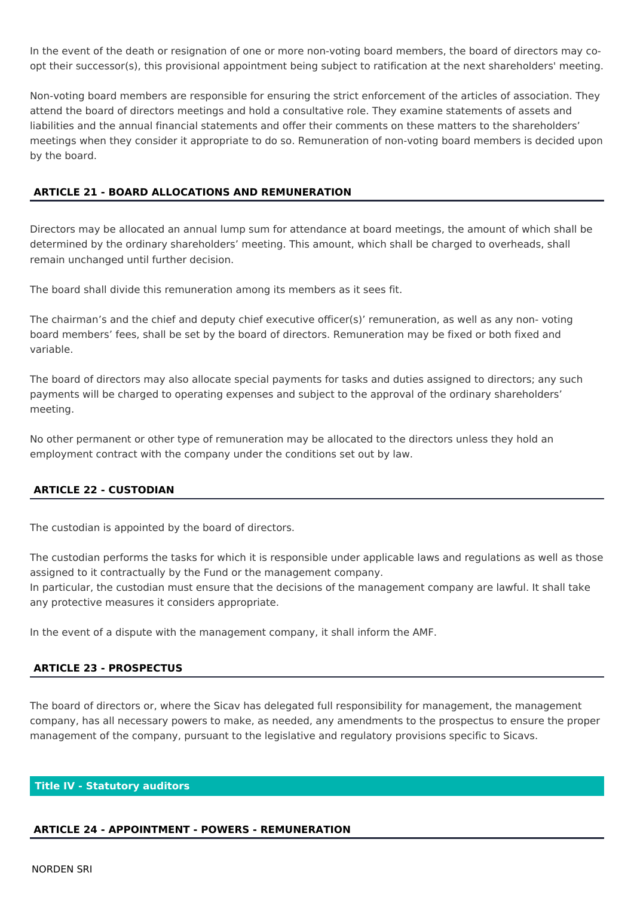In the event of the death or resignation of one or more non-voting board members, the board of directors may co-opt their successor(s), this provisional appointment being subject to ratification at the next shareholders' meeting.

Non-voting board members are responsible for ensuring the strict enforcement of the articles of association. They attend the board of directors meetings and hold a consultative role. They examine statements of assets and liabilities and the annual financial statements and offer their comments on these matters to the shareholders' meetings when they consider it appropriate to do so. Remuneration of non-voting board members is decided upon by the board.

### ARTICLE 21 - BOARD ALLOCATIONS AND REMUNERATION

Directors may be allocated an annual lump sum for attendance at board meetings, the amount of which shall be determined by the ordinary shareholders' meeting. This amount, which shall be charged to overheads, shall remain unchanged until further decision.

The board shall divide this remuneration among its members as it sees fit.

The chairman's and the chief and deputy chief executive officer(s)' remuneration, as well as any non- voting board members' fees, shall be set by the board of directors. Remuneration may be fixed or both fixed and variable.

The board of directors may also allocate special payments for tasks and duties assigned to directors; any such payments will be charged to operating expenses and subject to the approval of the ordinary shareholders' meeting.

No other permanent or other type of remuneration may be allocated to the directors unless they hold an employment contract with the company under the conditions set out by law.

### ARTICLE 22 - CUSTODIAN

The custodian is appointed by the board of directors.

The custodian performs the tasks for which it is responsible under applicable laws and regulations as well as those assigned to it contractually by the Fund or the management company.
In particular, the custodian must ensure that the decisions of the management company are lawful. It shall take any protective measures it considers appropriate.

In the event of a dispute with the management company, it shall inform the AMF.

### ARTICLE 23 - PROSPECTUS

The board of directors or, where the Sicav has delegated full responsibility for management, the management company, has all necessary powers to make, as needed, any amendments to the prospectus to ensure the proper management of the company, pursuant to the legislative and regulatory provisions specific to Sicavs.

## Title IV - Statutory auditors

### ARTICLE 24 - APPOINTMENT - POWERS - REMUNERATION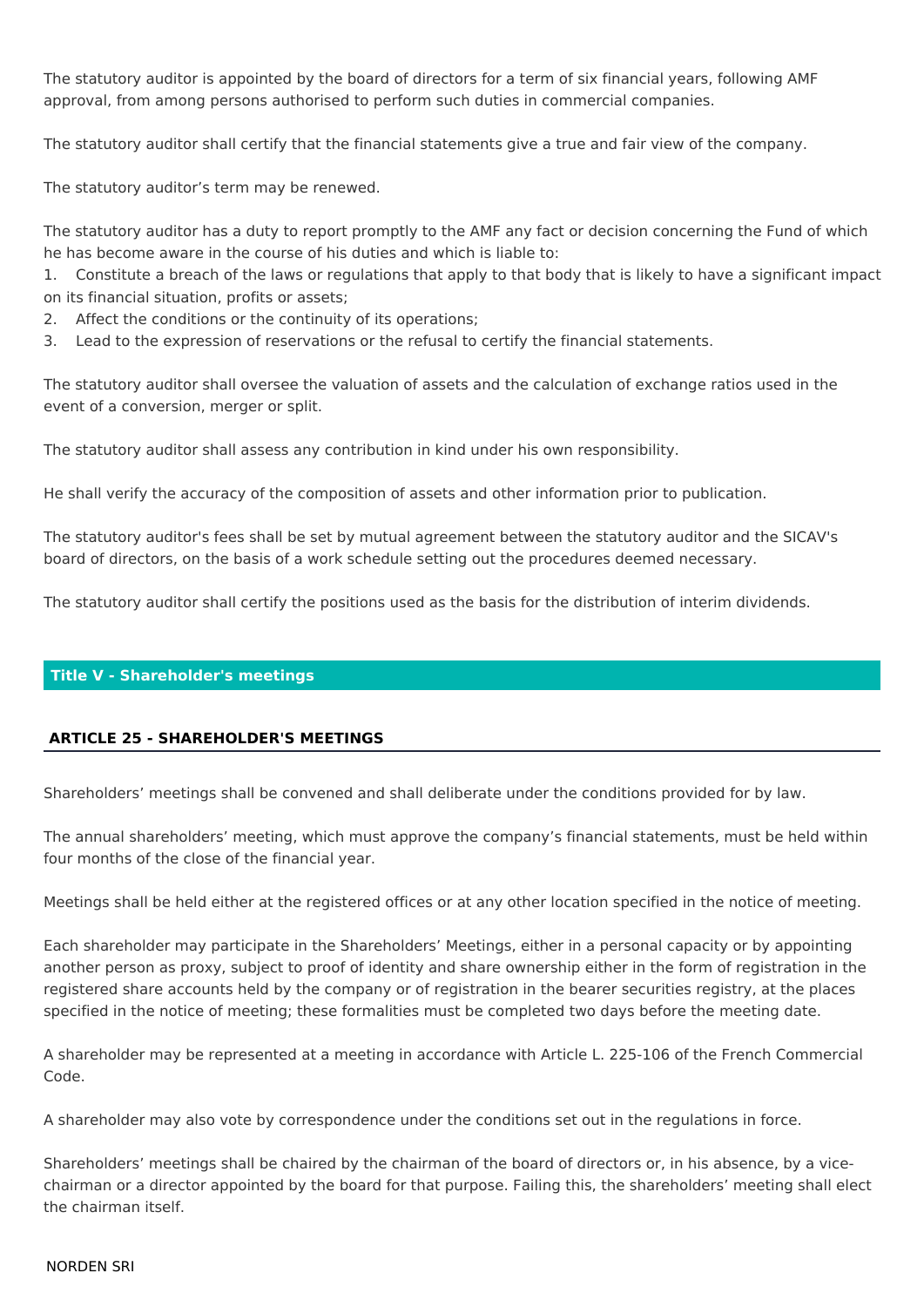The statutory auditor is appointed by the board of directors for a term of six financial years, following AMF approval, from among persons authorised to perform such duties in commercial companies.

The statutory auditor shall certify that the financial statements give a true and fair view of the company.

The statutory auditor's term may be renewed.

The statutory auditor has a duty to report promptly to the AMF any fact or decision concerning the Fund of which he has become aware in the course of his duties and which is liable to:

1. Constitute a breach of the laws or regulations that apply to that body that is likely to have a significant impact on its financial situation, profits or assets;
2. Affect the conditions or the continuity of its operations;
3. Lead to the expression of reservations or the refusal to certify the financial statements.

The statutory auditor shall oversee the valuation of assets and the calculation of exchange ratios used in the event of a conversion, merger or split.

The statutory auditor shall assess any contribution in kind under his own responsibility.

He shall verify the accuracy of the composition of assets and other information prior to publication.

The statutory auditor's fees shall be set by mutual agreement between the statutory auditor and the SICAV's board of directors, on the basis of a work schedule setting out the procedures deemed necessary.

The statutory auditor shall certify the positions used as the basis for the distribution of interim dividends.

## Title V - Shareholder's meetings

### ARTICLE 25 - SHAREHOLDER'S MEETINGS

Shareholders' meetings shall be convened and shall deliberate under the conditions provided for by law.

The annual shareholders' meeting, which must approve the company's financial statements, must be held within four months of the close of the financial year.

Meetings shall be held either at the registered offices or at any other location specified in the notice of meeting.

Each shareholder may participate in the Shareholders' Meetings, either in a personal capacity or by appointing another person as proxy, subject to proof of identity and share ownership either in the form of registration in the registered share accounts held by the company or of registration in the bearer securities registry, at the places specified in the notice of meeting; these formalities must be completed two days before the meeting date.

A shareholder may be represented at a meeting in accordance with Article L. 225-106 of the French Commercial Code.

A shareholder may also vote by correspondence under the conditions set out in the regulations in force.

Shareholders' meetings shall be chaired by the chairman of the board of directors or, in his absence, by a vice-chairman or a director appointed by the board for that purpose. Failing this, the shareholders' meeting shall elect the chairman itself.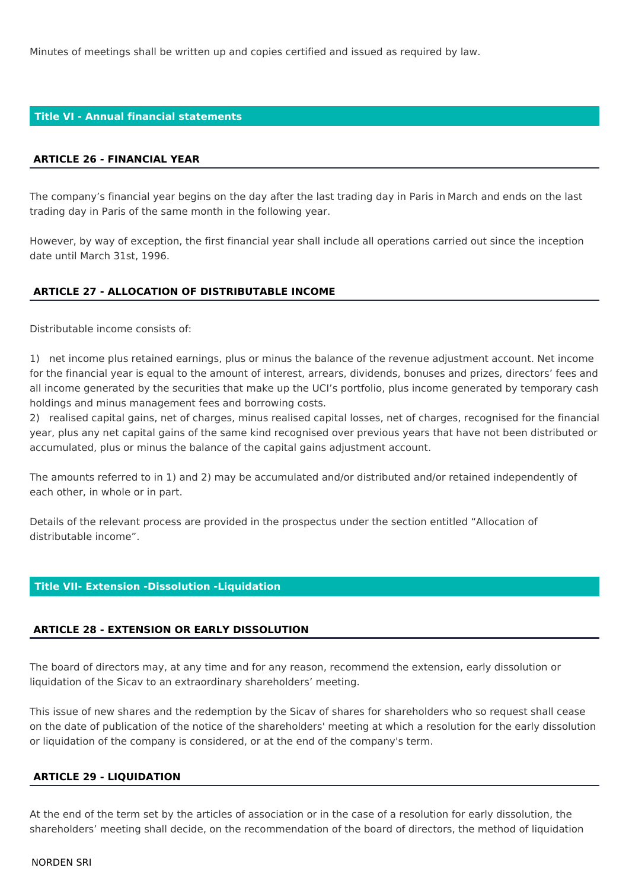Minutes of meetings shall be written up and copies certified and issued as required by law.

## Title VI - Annual financial statements

### ARTICLE 26 - FINANCIAL YEAR

The company's financial year begins on the day after the last trading day in Paris in March and ends on the last trading day in Paris of the same month in the following year.

However, by way of exception, the first financial year shall include all operations carried out since the inception date until March 31st, 1996.

### ARTICLE 27 - ALLOCATION OF DISTRIBUTABLE INCOME

Distributable income consists of:

1) net income plus retained earnings, plus or minus the balance of the revenue adjustment account. Net income for the financial year is equal to the amount of interest, arrears, dividends, bonuses and prizes, directors' fees and all income generated by the securities that make up the UCI's portfolio, plus income generated by temporary cash holdings and minus management fees and borrowing costs.
2) realised capital gains, net of charges, minus realised capital losses, net of charges, recognised for the financial year, plus any net capital gains of the same kind recognised over previous years that have not been distributed or accumulated, plus or minus the balance of the capital gains adjustment account.

The amounts referred to in 1) and 2) may be accumulated and/or distributed and/or retained independently of each other, in whole or in part.

Details of the relevant process are provided in the prospectus under the section entitled "Allocation of distributable income".

## Title VII- Extension -Dissolution -Liquidation

### ARTICLE 28 - EXTENSION OR EARLY DISSOLUTION

The board of directors may, at any time and for any reason, recommend the extension, early dissolution or liquidation of the Sicav to an extraordinary shareholders' meeting.

This issue of new shares and the redemption by the Sicav of shares for shareholders who so request shall cease on the date of publication of the notice of the shareholders' meeting at which a resolution for the early dissolution or liquidation of the company is considered, or at the end of the company's term.

### ARTICLE 29 - LIQUIDATION

At the end of the term set by the articles of association or in the case of a resolution for early dissolution, the shareholders' meeting shall decide, on the recommendation of the board of directors, the method of liquidation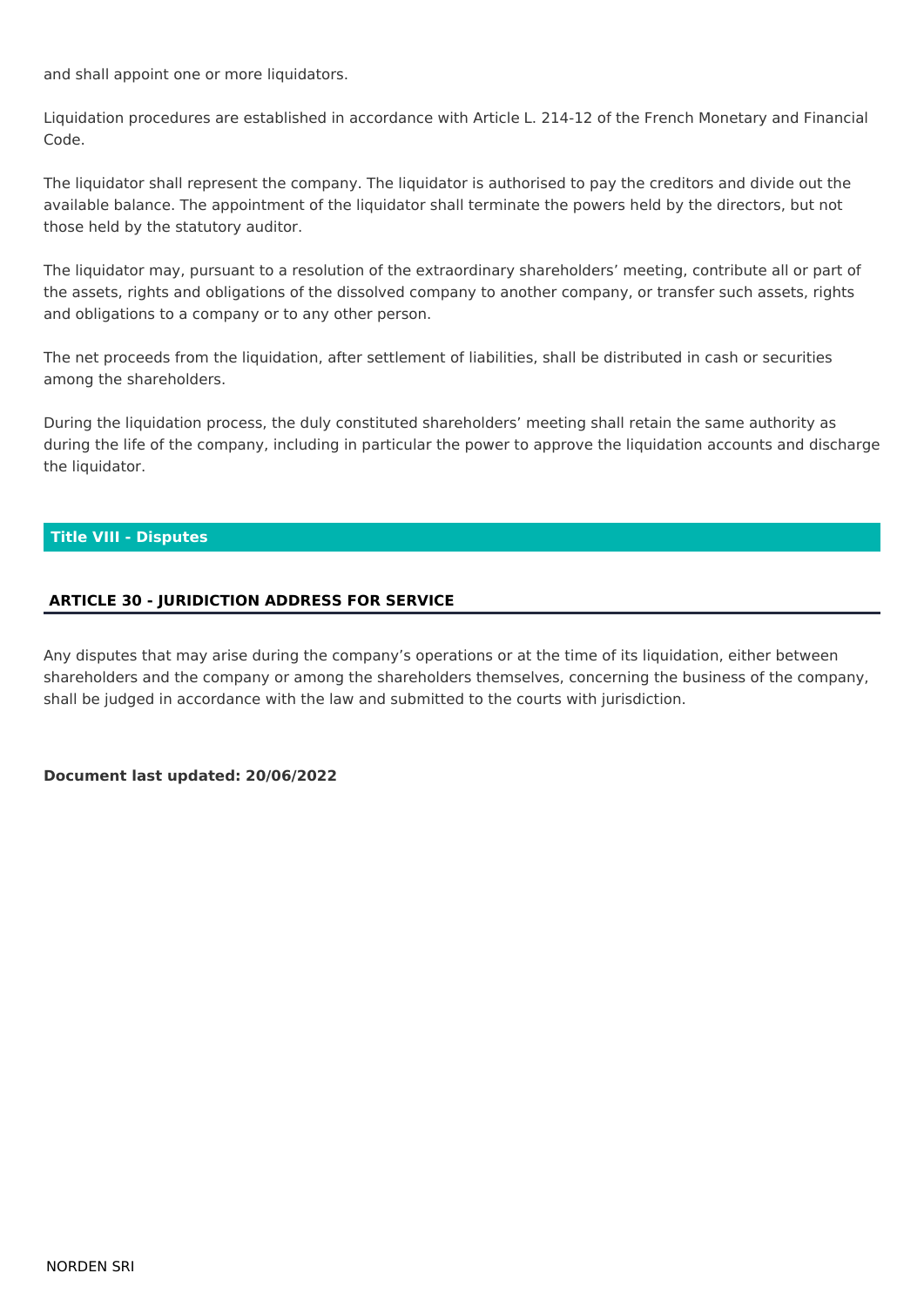and shall appoint one or more liquidators.

Liquidation procedures are established in accordance with Article L. 214-12 of the French Monetary and Financial Code.

The liquidator shall represent the company. The liquidator is authorised to pay the creditors and divide out the available balance. The appointment of the liquidator shall terminate the powers held by the directors, but not those held by the statutory auditor.

The liquidator may, pursuant to a resolution of the extraordinary shareholders' meeting, contribute all or part of the assets, rights and obligations of the dissolved company to another company, or transfer such assets, rights and obligations to a company or to any other person.

The net proceeds from the liquidation, after settlement of liabilities, shall be distributed in cash or securities among the shareholders.

During the liquidation process, the duly constituted shareholders' meeting shall retain the same authority as during the life of the company, including in particular the power to approve the liquidation accounts and discharge the liquidator.

## Title VIII - Disputes

### ARTICLE 30 - JURIDICTION ADDRESS FOR SERVICE

Any disputes that may arise during the company's operations or at the time of its liquidation, either between shareholders and the company or among the shareholders themselves, concerning the business of the company, shall be judged in accordance with the law and submitted to the courts with jurisdiction.

**Document last updated: 20/06/2022**